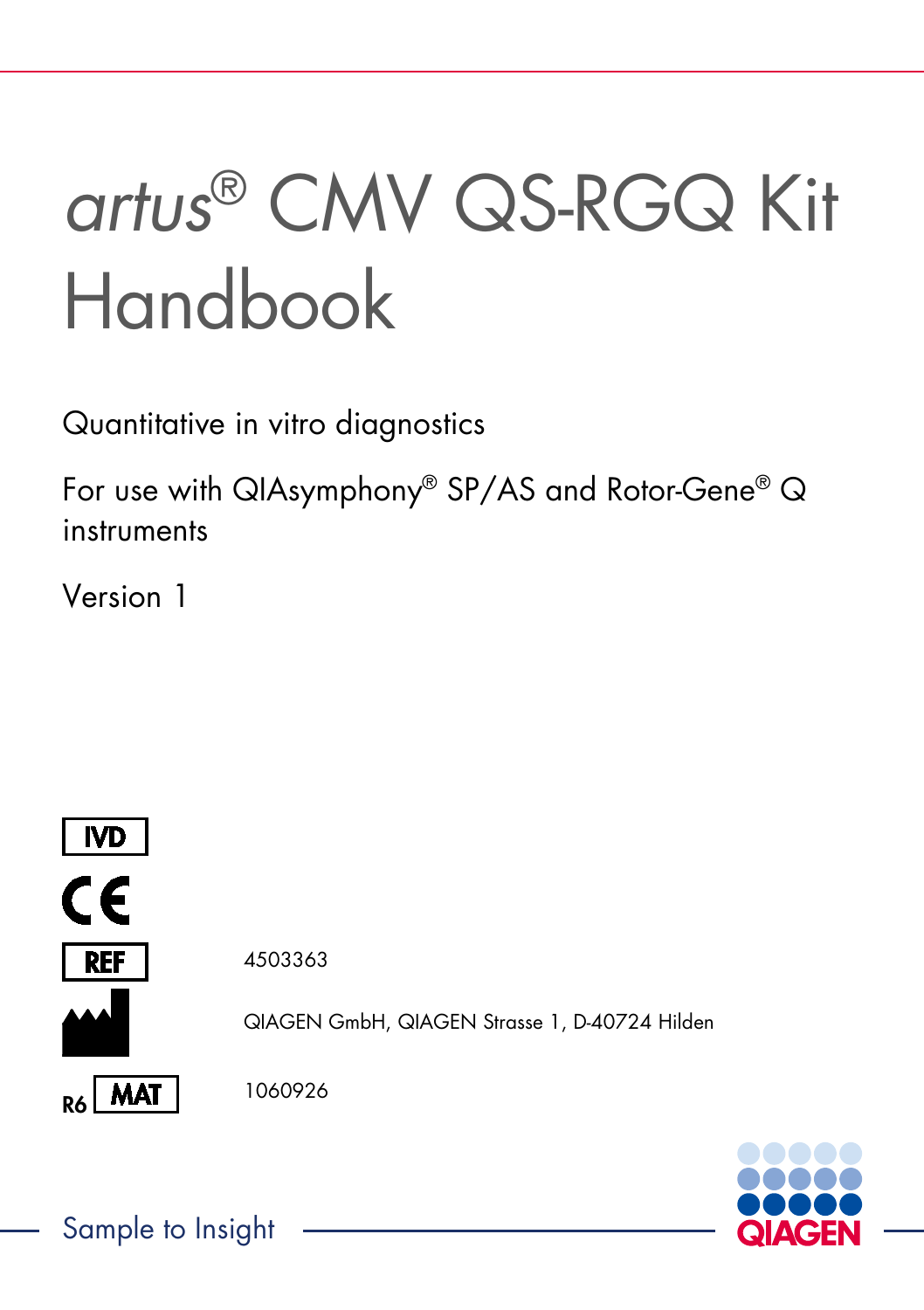# *artus*® CMV QS-RGQ Kit Handbook

Quantitative in vitro diagnostics

For use with QIAsymphony® SP/AS and Rotor-Gene® Q instruments

Version 1

IVD

CE

REF 4503363

QIAGEN GmbH, QIAGEN Strasse 1, D-40724 Hilden

R6 MAT 1060926

Sample to Insight

QIAGEN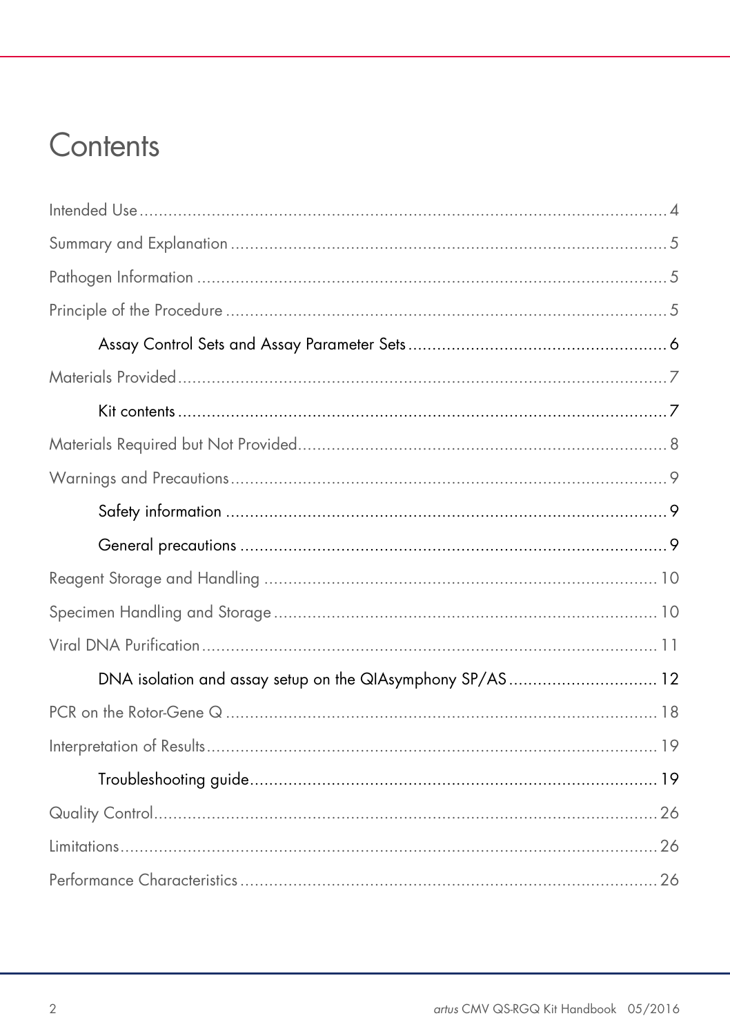# Contents

Intended Use ........................................................................................................ 4

Summary and Explanation ..................................................................................... 5

Pathogen Information ............................................................................................ 5

Principle of the Procedure ...................................................................................... 5

    Assay Control Sets and Assay Parameter Sets ..................................................... 6

Materials Provided ................................................................................................. 7

    Kit contents ........................................................................................................ 7

Materials Required but Not Provided ....................................................................... 8

Warnings and Precautions ...................................................................................... 9

    Safety information ............................................................................................... 9

    General precautions ............................................................................................ 9

Reagent Storage and Handling .............................................................................. 10

Specimen Handling and Storage ............................................................................ 10

Viral DNA Purification .......................................................................................... 11

    DNA isolation and assay setup on the QIAsymphony SP/AS ................................ 12

PCR on the Rotor-Gene Q ..................................................................................... 18

Interpretation of Results ........................................................................................ 19

    Troubleshooting guide ........................................................................................ 19

Quality Control ..................................................................................................... 26

Limitations ............................................................................................................ 26

Performance Characteristics .................................................................................. 26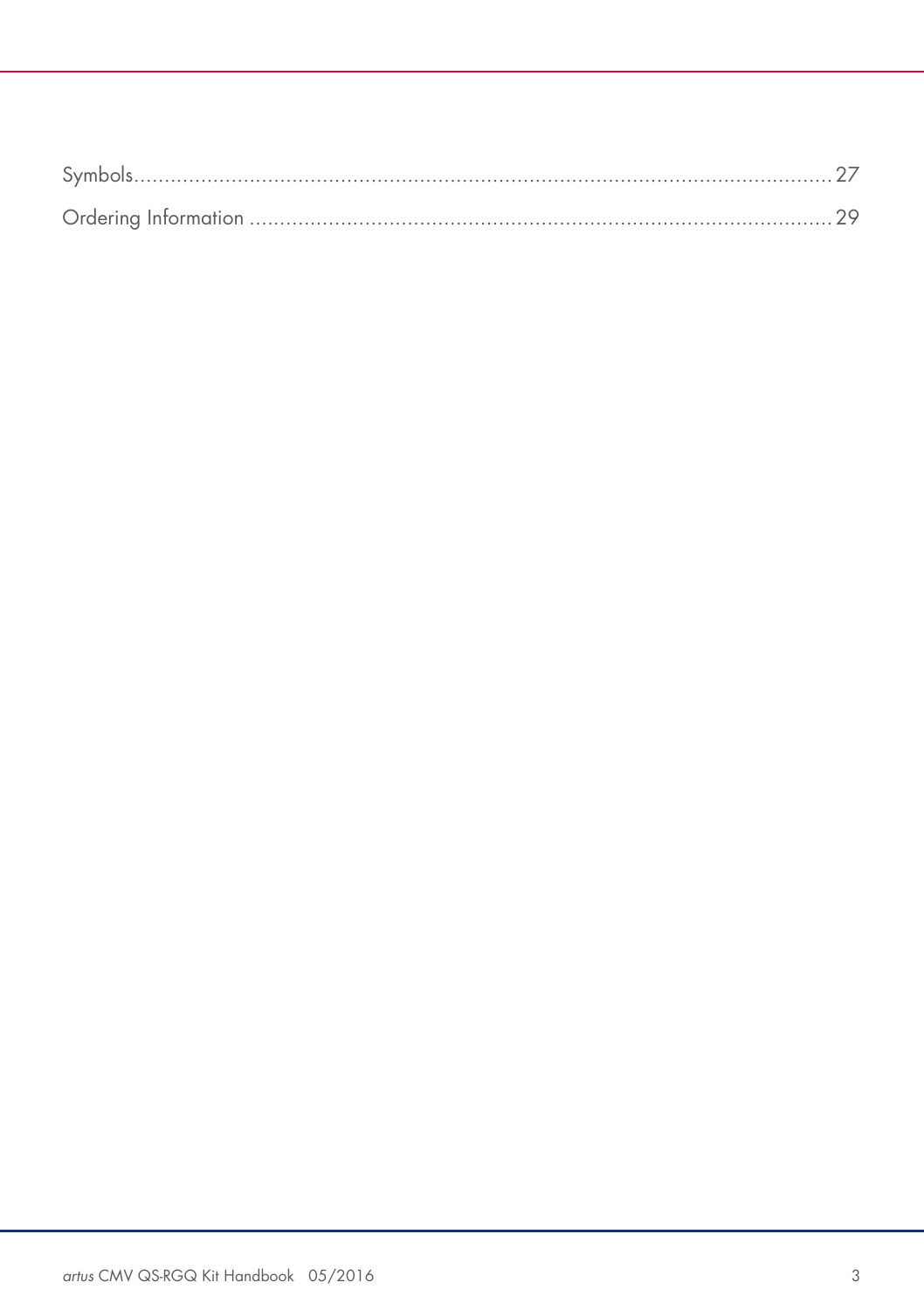Symbols ............................................................................................................ 27

Ordering Information ............................................................................................ 29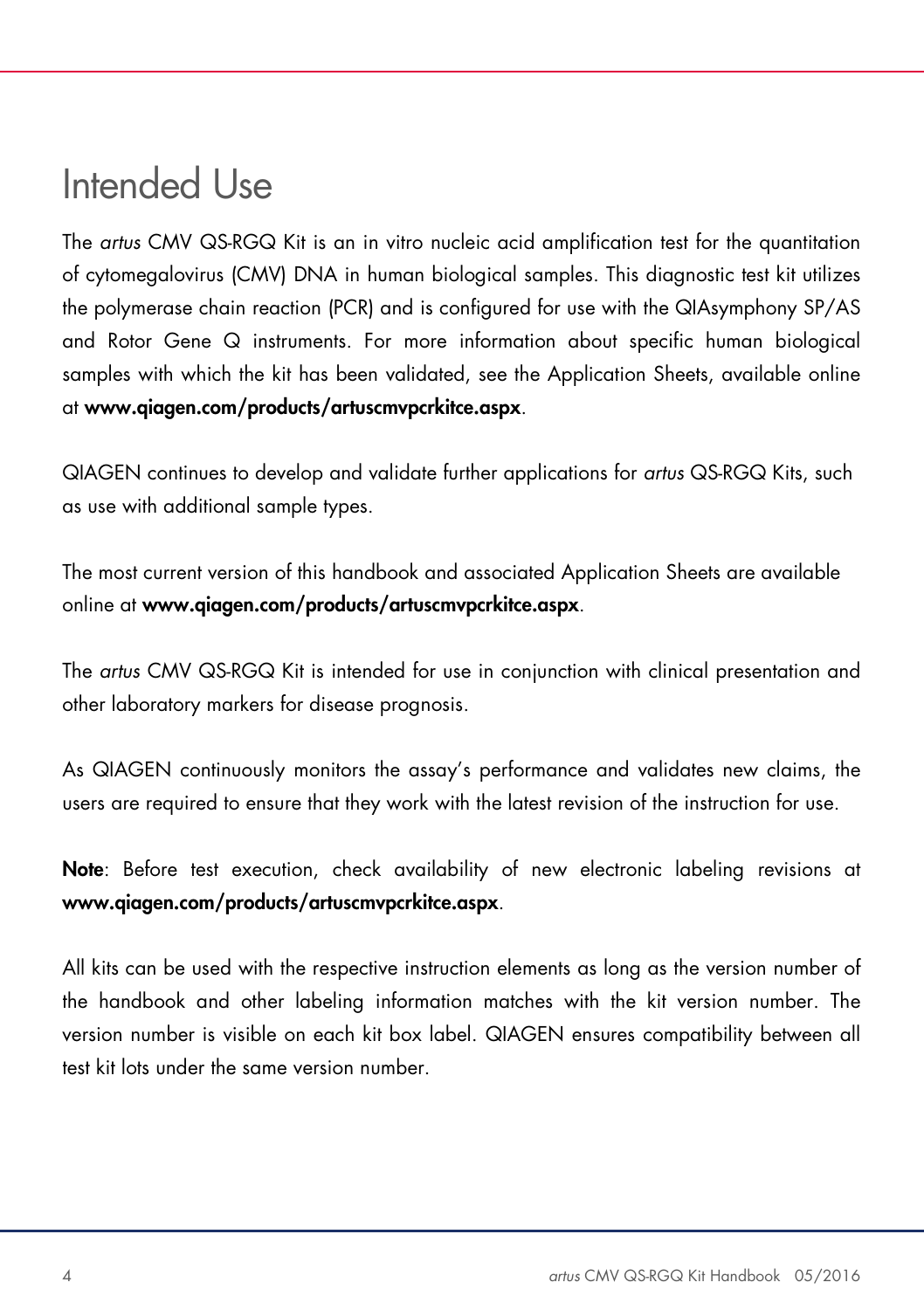# Intended Use

The *artus* CMV QS-RGQ Kit is an in vitro nucleic acid amplification test for the quantitation of cytomegalovirus (CMV) DNA in human biological samples. This diagnostic test kit utilizes the polymerase chain reaction (PCR) and is configured for use with the QIAsymphony SP/AS and Rotor Gene Q instruments. For more information about specific human biological samples with which the kit has been validated, see the Application Sheets, available online at **www.qiagen.com/products/artuscmvpcrkitce.aspx**.

QIAGEN continues to develop and validate further applications for *artus* QS-RGQ Kits, such as use with additional sample types.

The most current version of this handbook and associated Application Sheets are available online at **www.qiagen.com/products/artuscmvpcrkitce.aspx**.

The *artus* CMV QS-RGQ Kit is intended for use in conjunction with clinical presentation and other laboratory markers for disease prognosis.

As QIAGEN continuously monitors the assay's performance and validates new claims, the users are required to ensure that they work with the latest revision of the instruction for use.

**Note**: Before test execution, check availability of new electronic labeling revisions at **www.qiagen.com/products/artuscmvpcrkitce.aspx**.

All kits can be used with the respective instruction elements as long as the version number of the handbook and other labeling information matches with the kit version number. The version number is visible on each kit box label. QIAGEN ensures compatibility between all test kit lots under the same version number.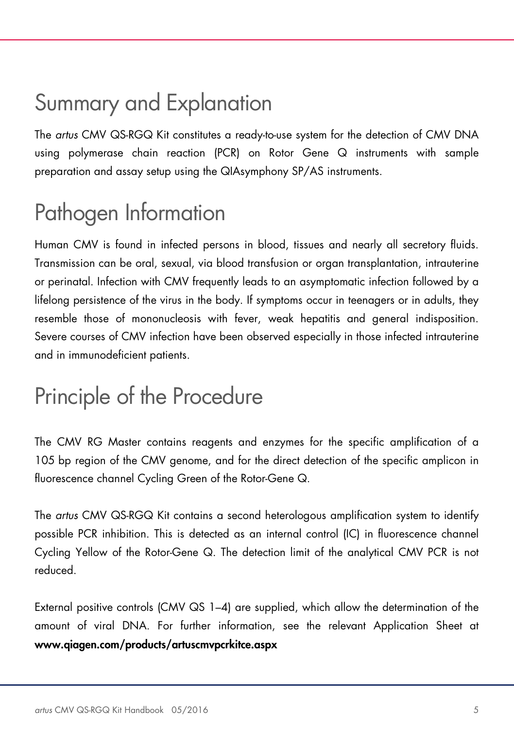# Summary and Explanation

The *artus* CMV QS-RGQ Kit constitutes a ready-to-use system for the detection of CMV DNA using polymerase chain reaction (PCR) on Rotor Gene Q instruments with sample preparation and assay setup using the QIAsymphony SP/AS instruments.

# Pathogen Information

Human CMV is found in infected persons in blood, tissues and nearly all secretory fluids. Transmission can be oral, sexual, via blood transfusion or organ transplantation, intrauterine or perinatal. Infection with CMV frequently leads to an asymptomatic infection followed by a lifelong persistence of the virus in the body. If symptoms occur in teenagers or in adults, they resemble those of mononucleosis with fever, weak hepatitis and general indisposition. Severe courses of CMV infection have been observed especially in those infected intrauterine and in immunodeficient patients.

# Principle of the Procedure

The CMV RG Master contains reagents and enzymes for the specific amplification of a 105 bp region of the CMV genome, and for the direct detection of the specific amplicon in fluorescence channel Cycling Green of the Rotor-Gene Q.

The *artus* CMV QS-RGQ Kit contains a second heterologous amplification system to identify possible PCR inhibition. This is detected as an internal control (IC) in fluorescence channel Cycling Yellow of the Rotor-Gene Q. The detection limit of the analytical CMV PCR is not reduced.

External positive controls (CMV QS 1–4) are supplied, which allow the determination of the amount of viral DNA. For further information, see the relevant Application Sheet at **www.qiagen.com/products/artuscmvpcrkitce.aspx**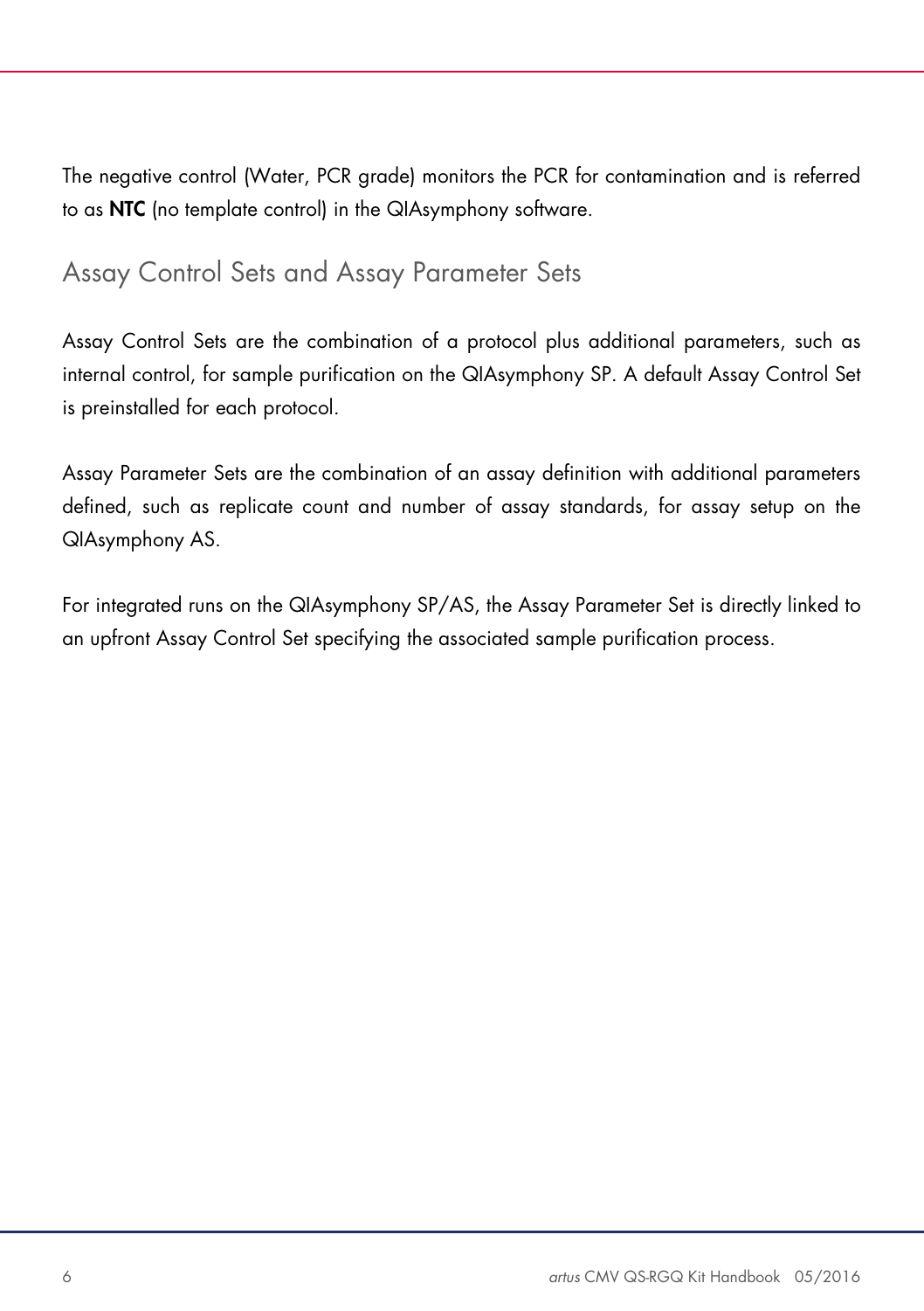The negative control (Water, PCR grade) monitors the PCR for contamination and is referred to as **NTC** (no template control) in the QIAsymphony software.

## Assay Control Sets and Assay Parameter Sets

Assay Control Sets are the combination of a protocol plus additional parameters, such as internal control, for sample purification on the QIAsymphony SP. A default Assay Control Set is preinstalled for each protocol.

Assay Parameter Sets are the combination of an assay definition with additional parameters defined, such as replicate count and number of assay standards, for assay setup on the QIAsymphony AS.

For integrated runs on the QIAsymphony SP/AS, the Assay Parameter Set is directly linked to an upfront Assay Control Set specifying the associated sample purification process.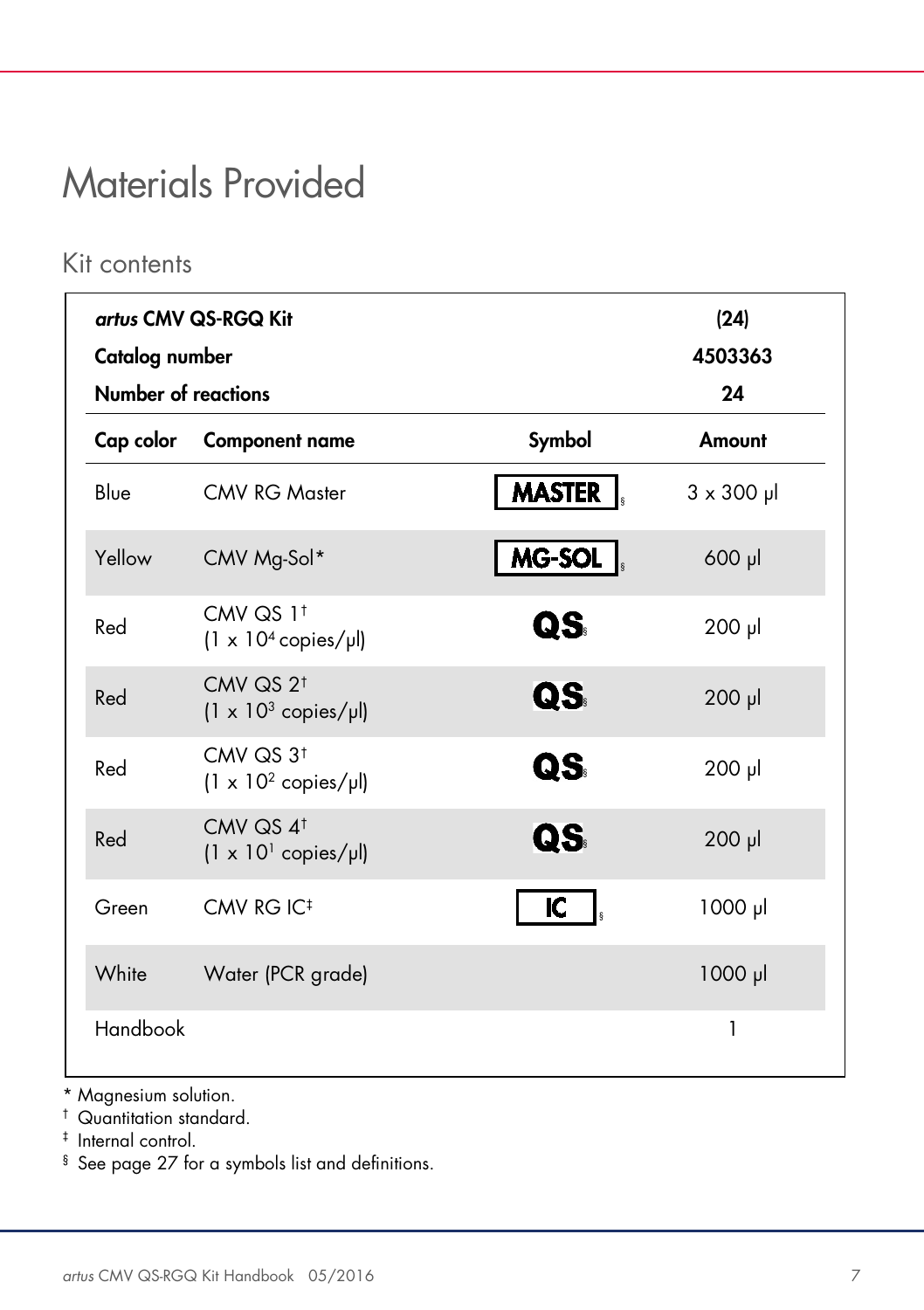# Materials Provided

## Kit contents

| *artus* CMV QS-RGQ Kit | | | (24) |
|---|---|---|---|
| **Catalog number** | | | **4503363** |
| **Number of reactions** | | | **24** |
| **Cap color** | **Component name** | **Symbol** | **Amount** |
| Blue | CMV RG Master | MASTER § | 3 x 300 µl |
| Yellow | CMV Mg-Sol* | MG-SOL § | 600 µl |
| Red | CMV QS 1† ($1 \times 10^4$ copies/µl) | QS § | 200 µl |
| Red | CMV QS 2† ($1 \times 10^3$ copies/µl) | QS § | 200 µl |
| Red | CMV QS 3† ($1 \times 10^2$ copies/µl) | QS § | 200 µl |
| Red | CMV QS 4† ($1 \times 10^1$ copies/µl) | QS § | 200 µl |
| Green | CMV RG IC‡ | IC § | 1000 µl |
| White | Water (PCR grade) | | 1000 µl |
| Handbook | | | 1 |

\* Magnesium solution.

† Quantitation standard.

‡ Internal control.

§ See page 27 for a symbols list and definitions.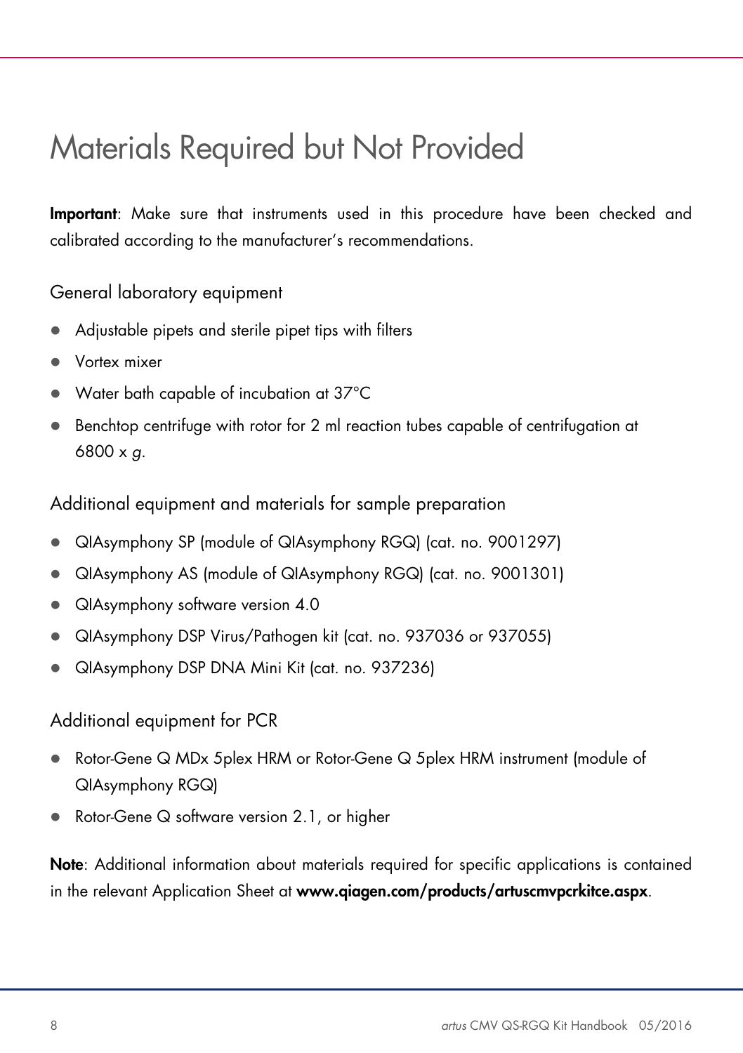# Materials Required but Not Provided

**Important**: Make sure that instruments used in this procedure have been checked and calibrated according to the manufacturer's recommendations.

## General laboratory equipment

- Adjustable pipets and sterile pipet tips with filters
- Vortex mixer
- Water bath capable of incubation at 37°C
- Benchtop centrifuge with rotor for 2 ml reaction tubes capable of centrifugation at 6800 x *g*.

## Additional equipment and materials for sample preparation

- QIAsymphony SP (module of QIAsymphony RGQ) (cat. no. 9001297)
- QIAsymphony AS (module of QIAsymphony RGQ) (cat. no. 9001301)
- QIAsymphony software version 4.0
- QIAsymphony DSP Virus/Pathogen kit (cat. no. 937036 or 937055)
- QIAsymphony DSP DNA Mini Kit (cat. no. 937236)

## Additional equipment for PCR

- Rotor-Gene Q MDx 5plex HRM or Rotor-Gene Q 5plex HRM instrument (module of QIAsymphony RGQ)
- Rotor-Gene Q software version 2.1, or higher

**Note**: Additional information about materials required for specific applications is contained in the relevant Application Sheet at **www.qiagen.com/products/artuscmvpcrkitce.aspx**.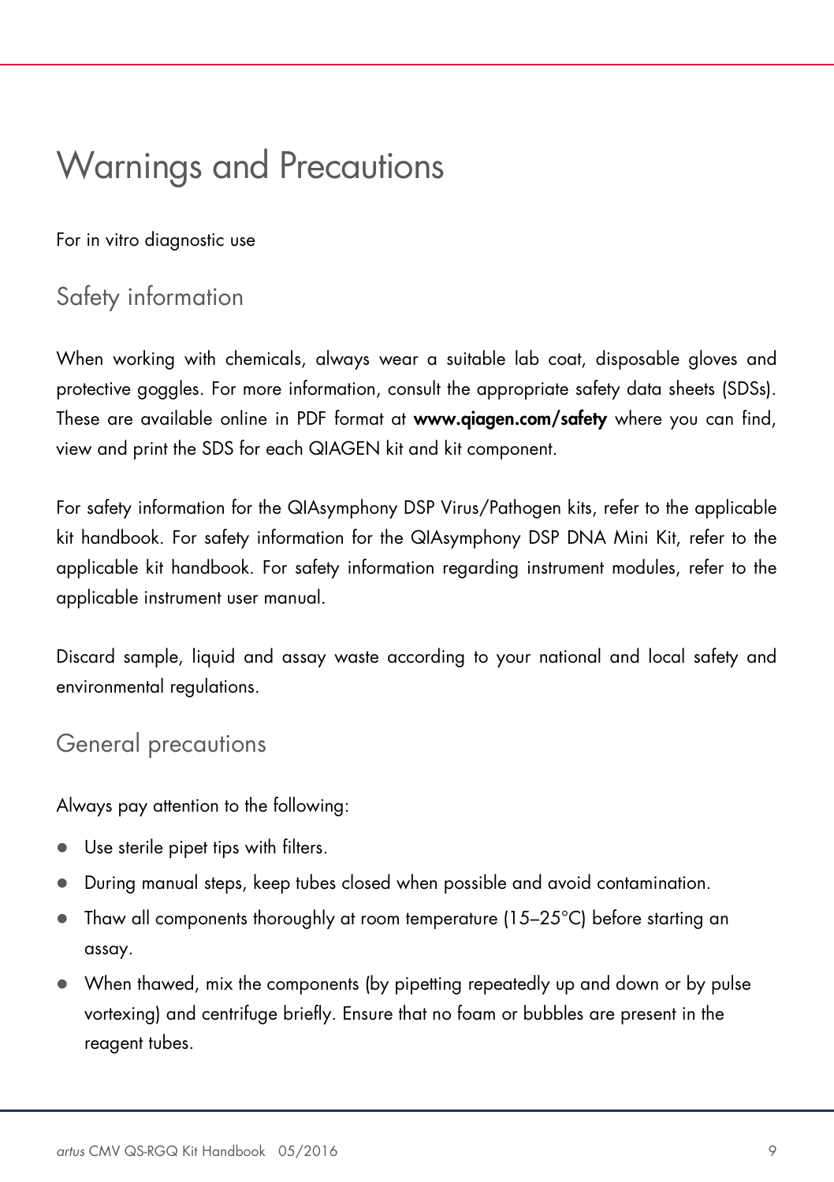# Warnings and Precautions

For in vitro diagnostic use

## Safety information

When working with chemicals, always wear a suitable lab coat, disposable gloves and protective goggles. For more information, consult the appropriate safety data sheets (SDSs). These are available online in PDF format at **www.qiagen.com/safety** where you can find, view and print the SDS for each QIAGEN kit and kit component.

For safety information for the QIAsymphony DSP Virus/Pathogen kits, refer to the applicable kit handbook. For safety information for the QIAsymphony DSP DNA Mini Kit, refer to the applicable kit handbook. For safety information regarding instrument modules, refer to the applicable instrument user manual.

Discard sample, liquid and assay waste according to your national and local safety and environmental regulations.

## General precautions

Always pay attention to the following:

- Use sterile pipet tips with filters.
- During manual steps, keep tubes closed when possible and avoid contamination.
- Thaw all components thoroughly at room temperature (15–25°C) before starting an assay.
- When thawed, mix the components (by pipetting repeatedly up and down or by pulse vortexing) and centrifuge briefly. Ensure that no foam or bubbles are present in the reagent tubes.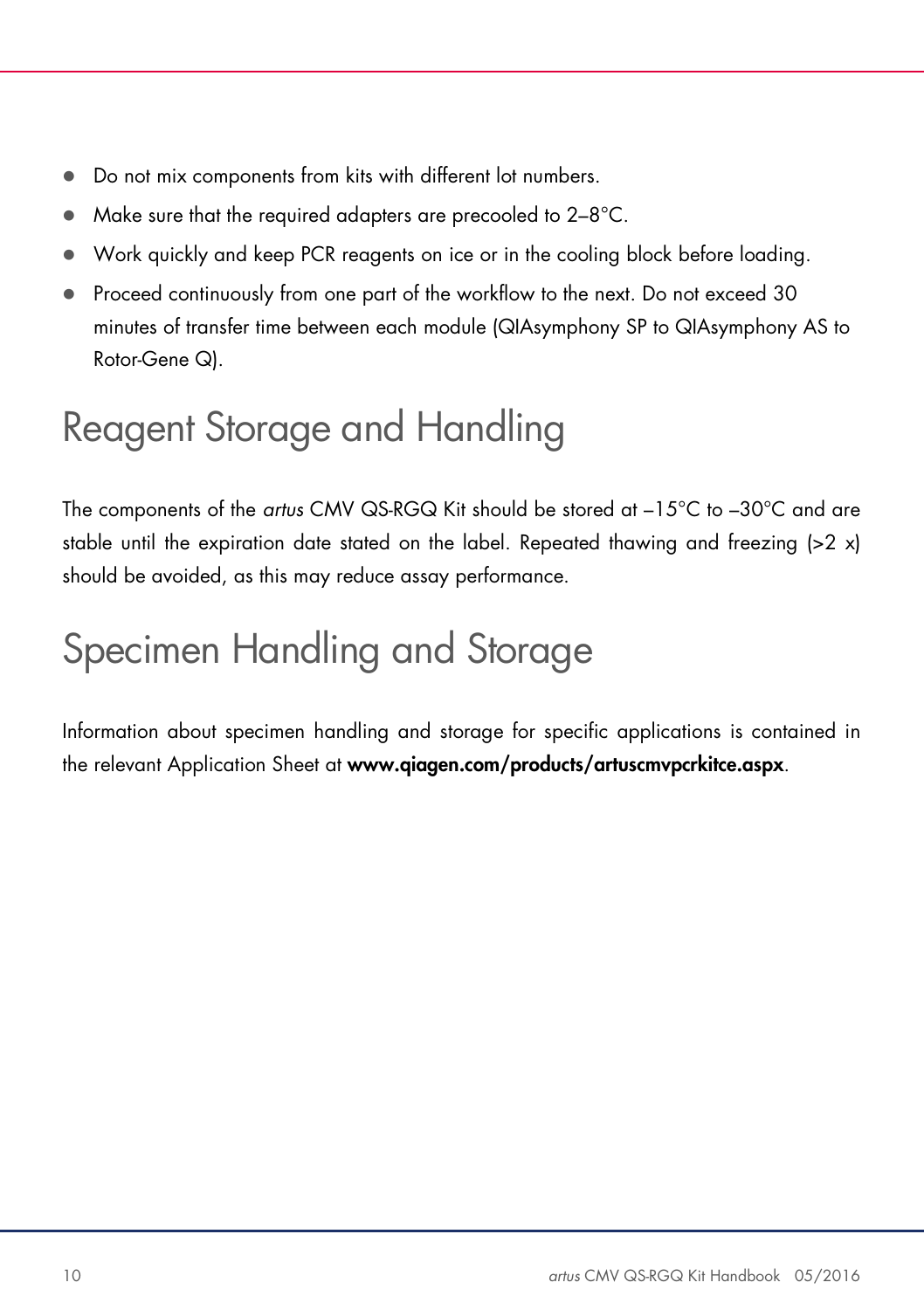- Do not mix components from kits with different lot numbers.
- Make sure that the required adapters are precooled to 2–8°C.
- Work quickly and keep PCR reagents on ice or in the cooling block before loading.
- Proceed continuously from one part of the workflow to the next. Do not exceed 30 minutes of transfer time between each module (QIAsymphony SP to QIAsymphony AS to Rotor-Gene Q).

# Reagent Storage and Handling

The components of the *artus* CMV QS-RGQ Kit should be stored at –15°C to –30°C and are stable until the expiration date stated on the label. Repeated thawing and freezing (>2 x) should be avoided, as this may reduce assay performance.

# Specimen Handling and Storage

Information about specimen handling and storage for specific applications is contained in the relevant Application Sheet at **www.qiagen.com/products/artuscmvpcrkitce.aspx**.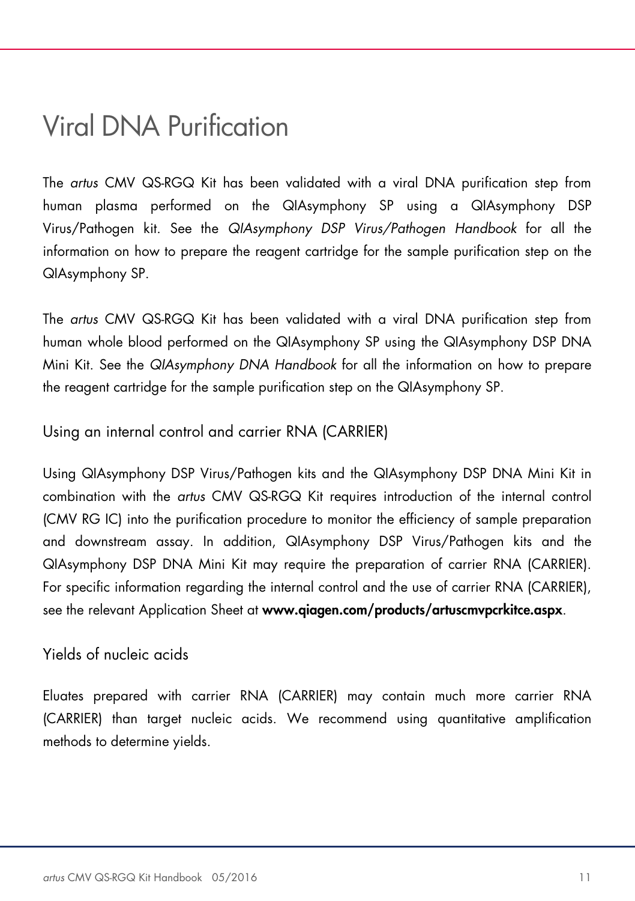# Viral DNA Purification

The *artus* CMV QS-RGQ Kit has been validated with a viral DNA purification step from human plasma performed on the QIAsymphony SP using a QIAsymphony DSP Virus/Pathogen kit. See the *QIAsymphony DSP Virus/Pathogen Handbook* for all the information on how to prepare the reagent cartridge for the sample purification step on the QIAsymphony SP.

The *artus* CMV QS-RGQ Kit has been validated with a viral DNA purification step from human whole blood performed on the QIAsymphony SP using the QIAsymphony DSP DNA Mini Kit. See the *QIAsymphony DNA Handbook* for all the information on how to prepare the reagent cartridge for the sample purification step on the QIAsymphony SP.

## Using an internal control and carrier RNA (CARRIER)

Using QIAsymphony DSP Virus/Pathogen kits and the QIAsymphony DSP DNA Mini Kit in combination with the *artus* CMV QS-RGQ Kit requires introduction of the internal control (CMV RG IC) into the purification procedure to monitor the efficiency of sample preparation and downstream assay. In addition, QIAsymphony DSP Virus/Pathogen kits and the QIAsymphony DSP DNA Mini Kit may require the preparation of carrier RNA (CARRIER). For specific information regarding the internal control and the use of carrier RNA (CARRIER), see the relevant Application Sheet at **www.qiagen.com/products/artuscmvpcrkitce.aspx**.

## Yields of nucleic acids

Eluates prepared with carrier RNA (CARRIER) may contain much more carrier RNA (CARRIER) than target nucleic acids. We recommend using quantitative amplification methods to determine yields.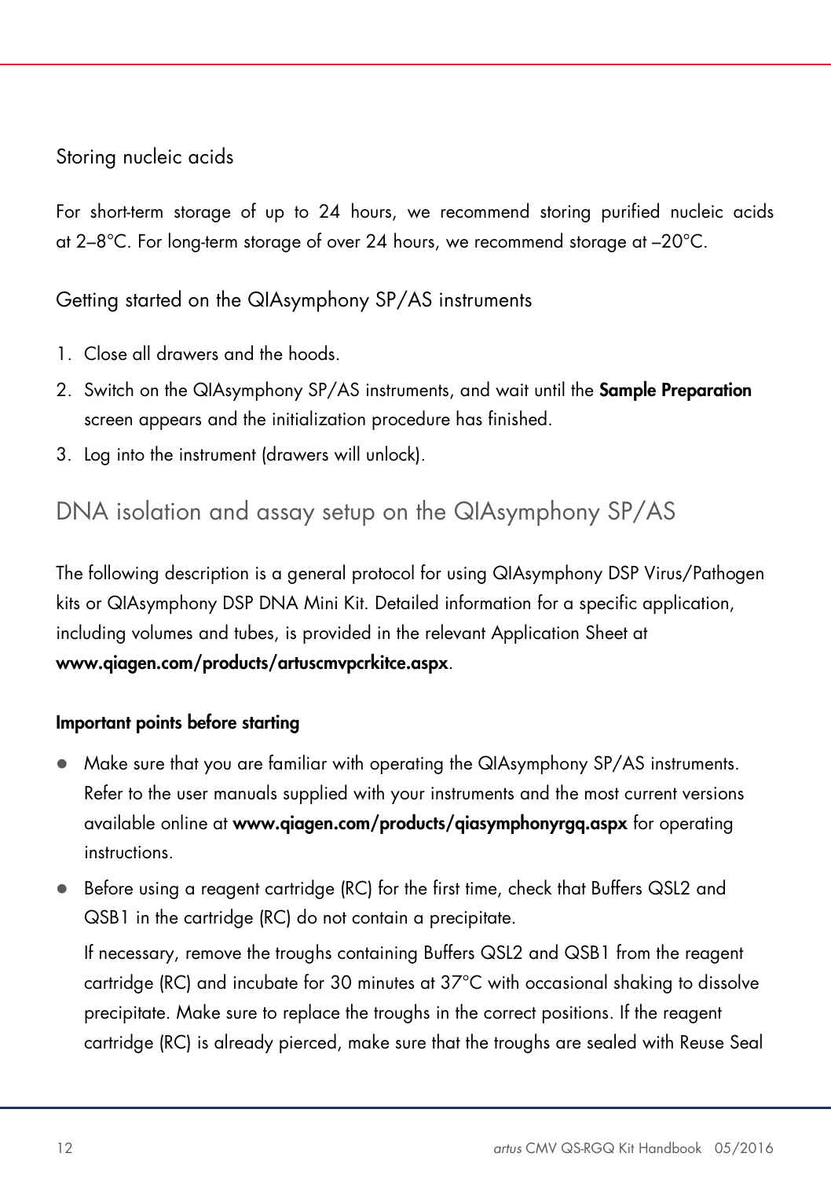### Storing nucleic acids

For short-term storage of up to 24 hours, we recommend storing purified nucleic acids at 2–8°C. For long-term storage of over 24 hours, we recommend storage at –20°C.

### Getting started on the QIAsymphony SP/AS instruments

1. Close all drawers and the hoods.
2. Switch on the QIAsymphony SP/AS instruments, and wait until the **Sample Preparation** screen appears and the initialization procedure has finished.
3. Log into the instrument (drawers will unlock).

## DNA isolation and assay setup on the QIAsymphony SP/AS

The following description is a general protocol for using QIAsymphony DSP Virus/Pathogen kits or QIAsymphony DSP DNA Mini Kit. Detailed information for a specific application, including volumes and tubes, is provided in the relevant Application Sheet at **www.qiagen.com/products/artuscmvpcrkitce.aspx**.

**Important points before starting**

- Make sure that you are familiar with operating the QIAsymphony SP/AS instruments. Refer to the user manuals supplied with your instruments and the most current versions available online at **www.qiagen.com/products/qiasymphonyrgq.aspx** for operating instructions.
- Before using a reagent cartridge (RC) for the first time, check that Buffers QSL2 and QSB1 in the cartridge (RC) do not contain a precipitate.

  If necessary, remove the troughs containing Buffers QSL2 and QSB1 from the reagent cartridge (RC) and incubate for 30 minutes at 37°C with occasional shaking to dissolve precipitate. Make sure to replace the troughs in the correct positions. If the reagent cartridge (RC) is already pierced, make sure that the troughs are sealed with Reuse Seal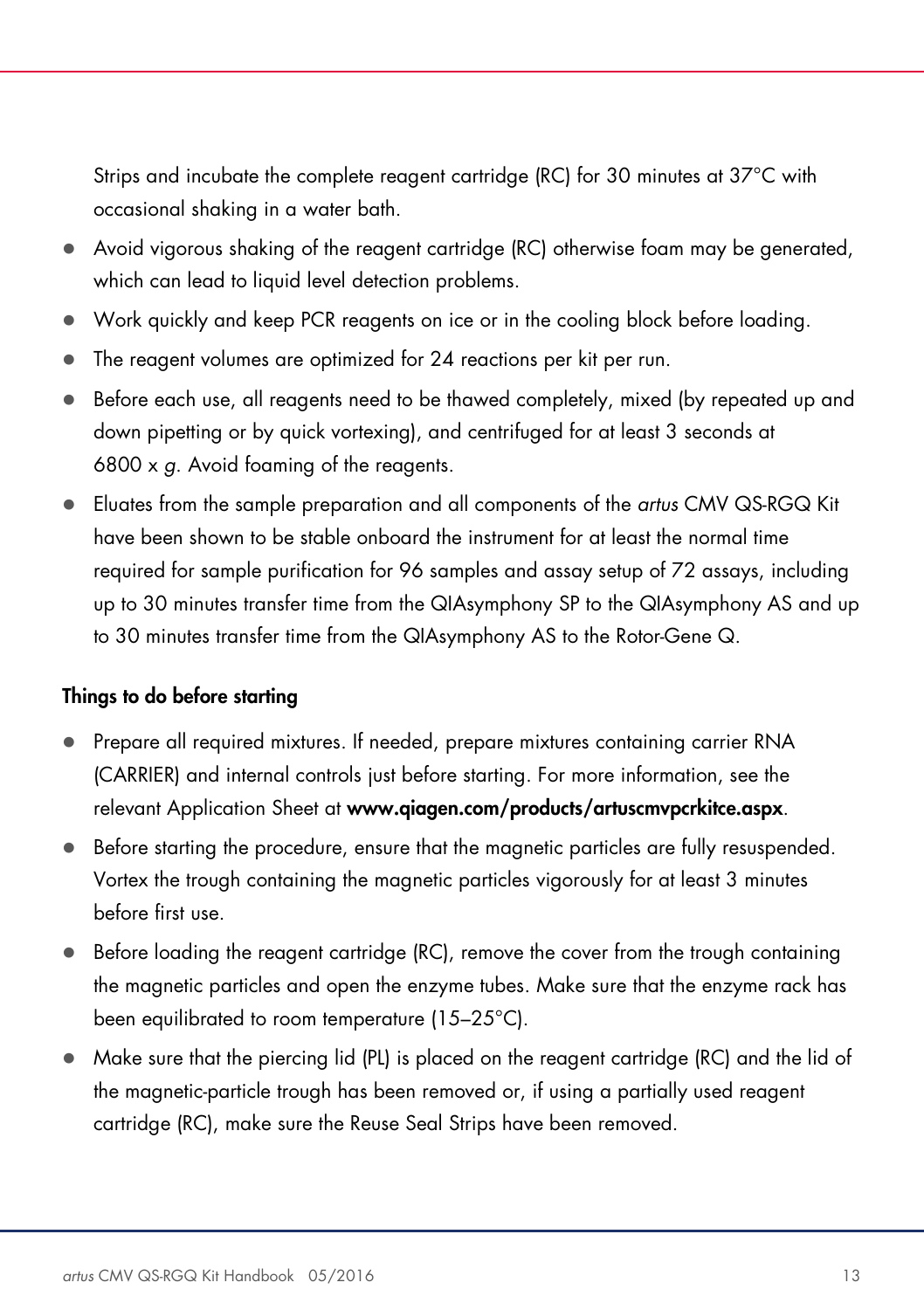Strips and incubate the complete reagent cartridge (RC) for 30 minutes at 37°C with occasional shaking in a water bath.

- Avoid vigorous shaking of the reagent cartridge (RC) otherwise foam may be generated, which can lead to liquid level detection problems.
- Work quickly and keep PCR reagents on ice or in the cooling block before loading.
- The reagent volumes are optimized for 24 reactions per kit per run.
- Before each use, all reagents need to be thawed completely, mixed (by repeated up and down pipetting or by quick vortexing), and centrifuged for at least 3 seconds at 6800 x *g*. Avoid foaming of the reagents.
- Eluates from the sample preparation and all components of the *artus* CMV QS-RGQ Kit have been shown to be stable onboard the instrument for at least the normal time required for sample purification for 96 samples and assay setup of 72 assays, including up to 30 minutes transfer time from the QIAsymphony SP to the QIAsymphony AS and up to 30 minutes transfer time from the QIAsymphony AS to the Rotor-Gene Q.

**Things to do before starting**

- Prepare all required mixtures. If needed, prepare mixtures containing carrier RNA (CARRIER) and internal controls just before starting. For more information, see the relevant Application Sheet at **www.qiagen.com/products/artuscmvpcrkitce.aspx**.
- Before starting the procedure, ensure that the magnetic particles are fully resuspended. Vortex the trough containing the magnetic particles vigorously for at least 3 minutes before first use.
- Before loading the reagent cartridge (RC), remove the cover from the trough containing the magnetic particles and open the enzyme tubes. Make sure that the enzyme rack has been equilibrated to room temperature (15–25°C).
- Make sure that the piercing lid (PL) is placed on the reagent cartridge (RC) and the lid of the magnetic-particle trough has been removed or, if using a partially used reagent cartridge (RC), make sure the Reuse Seal Strips have been removed.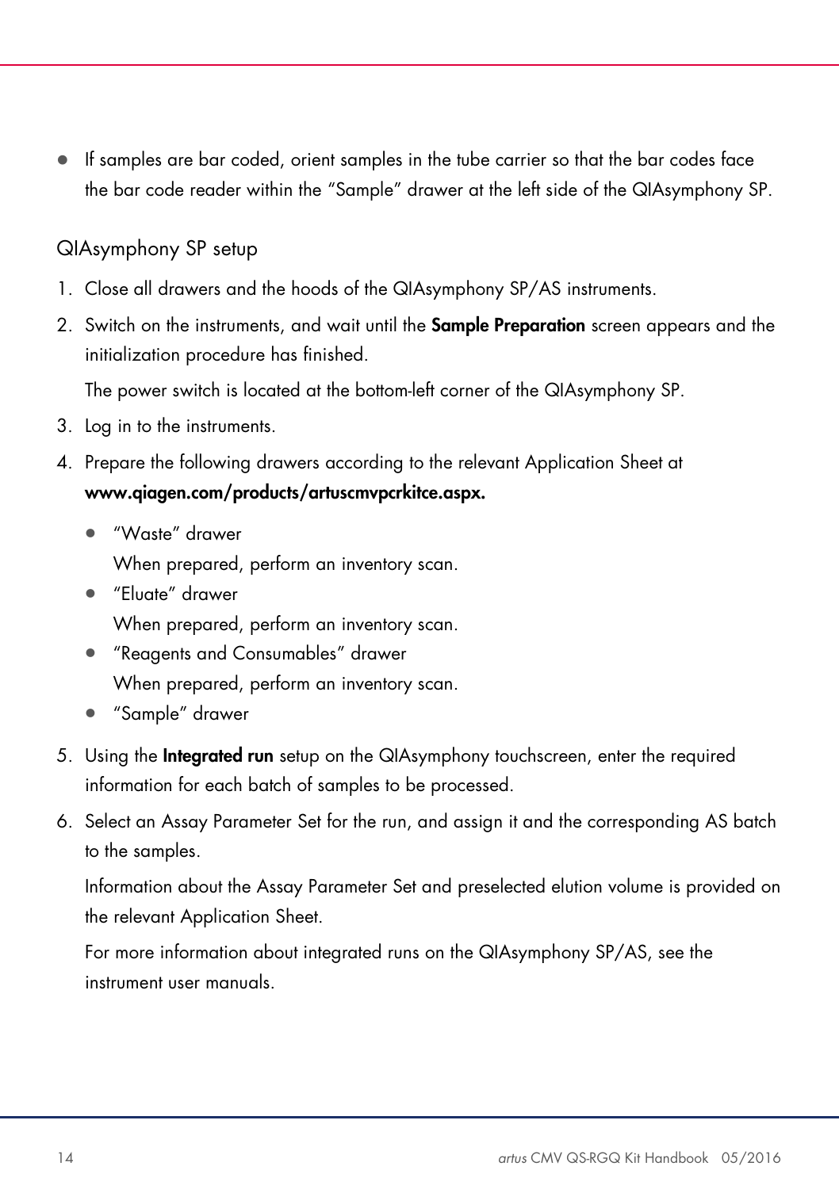- If samples are bar coded, orient samples in the tube carrier so that the bar codes face the bar code reader within the "Sample" drawer at the left side of the QIAsymphony SP.

## QIAsymphony SP setup

1. Close all drawers and the hoods of the QIAsymphony SP/AS instruments.
2. Switch on the instruments, and wait until the **Sample Preparation** screen appears and the initialization procedure has finished.

   The power switch is located at the bottom-left corner of the QIAsymphony SP.
3. Log in to the instruments.
4. Prepare the following drawers according to the relevant Application Sheet at **www.qiagen.com/products/artuscmvpcrkitce.aspx.**
   - "Waste" drawer
     When prepared, perform an inventory scan.
   - "Eluate" drawer
     When prepared, perform an inventory scan.
   - "Reagents and Consumables" drawer
     When prepared, perform an inventory scan.
   - "Sample" drawer
5. Using the **Integrated run** setup on the QIAsymphony touchscreen, enter the required information for each batch of samples to be processed.
6. Select an Assay Parameter Set for the run, and assign it and the corresponding AS batch to the samples.

   Information about the Assay Parameter Set and preselected elution volume is provided on the relevant Application Sheet.

   For more information about integrated runs on the QIAsymphony SP/AS, see the instrument user manuals.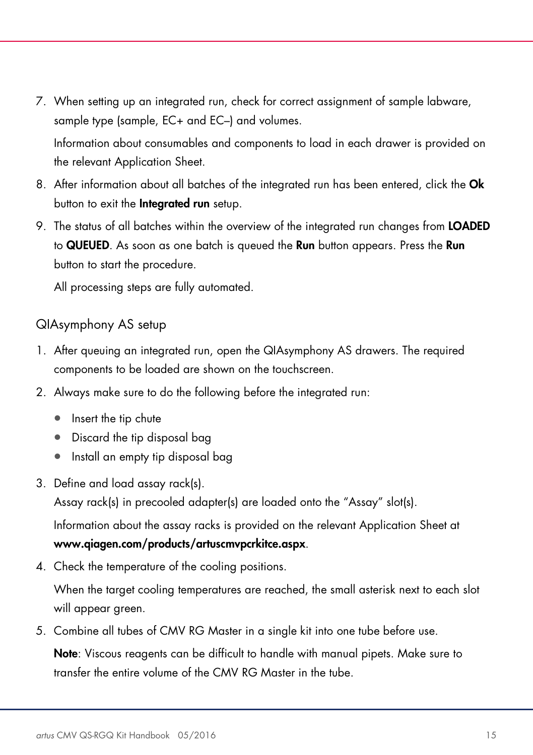7. When setting up an integrated run, check for correct assignment of sample labware, sample type (sample, EC+ and EC–) and volumes.

   Information about consumables and components to load in each drawer is provided on the relevant Application Sheet.

8. After information about all batches of the integrated run has been entered, click the **Ok** button to exit the **Integrated run** setup.

9. The status of all batches within the overview of the integrated run changes from **LOADED** to **QUEUED**. As soon as one batch is queued the **Run** button appears. Press the **Run** button to start the procedure.

   All processing steps are fully automated.

### QIAsymphony AS setup

1. After queuing an integrated run, open the QIAsymphony AS drawers. The required components to be loaded are shown on the touchscreen.

2. Always make sure to do the following before the integrated run:
   - Insert the tip chute
   - Discard the tip disposal bag
   - Install an empty tip disposal bag

3. Define and load assay rack(s).
   Assay rack(s) in precooled adapter(s) are loaded onto the "Assay" slot(s).

   Information about the assay racks is provided on the relevant Application Sheet at **www.qiagen.com/products/artuscmvpcrkitce.aspx**.

4. Check the temperature of the cooling positions.

   When the target cooling temperatures are reached, the small asterisk next to each slot will appear green.

5. Combine all tubes of CMV RG Master in a single kit into one tube before use.

   **Note**: Viscous reagents can be difficult to handle with manual pipets. Make sure to transfer the entire volume of the CMV RG Master in the tube.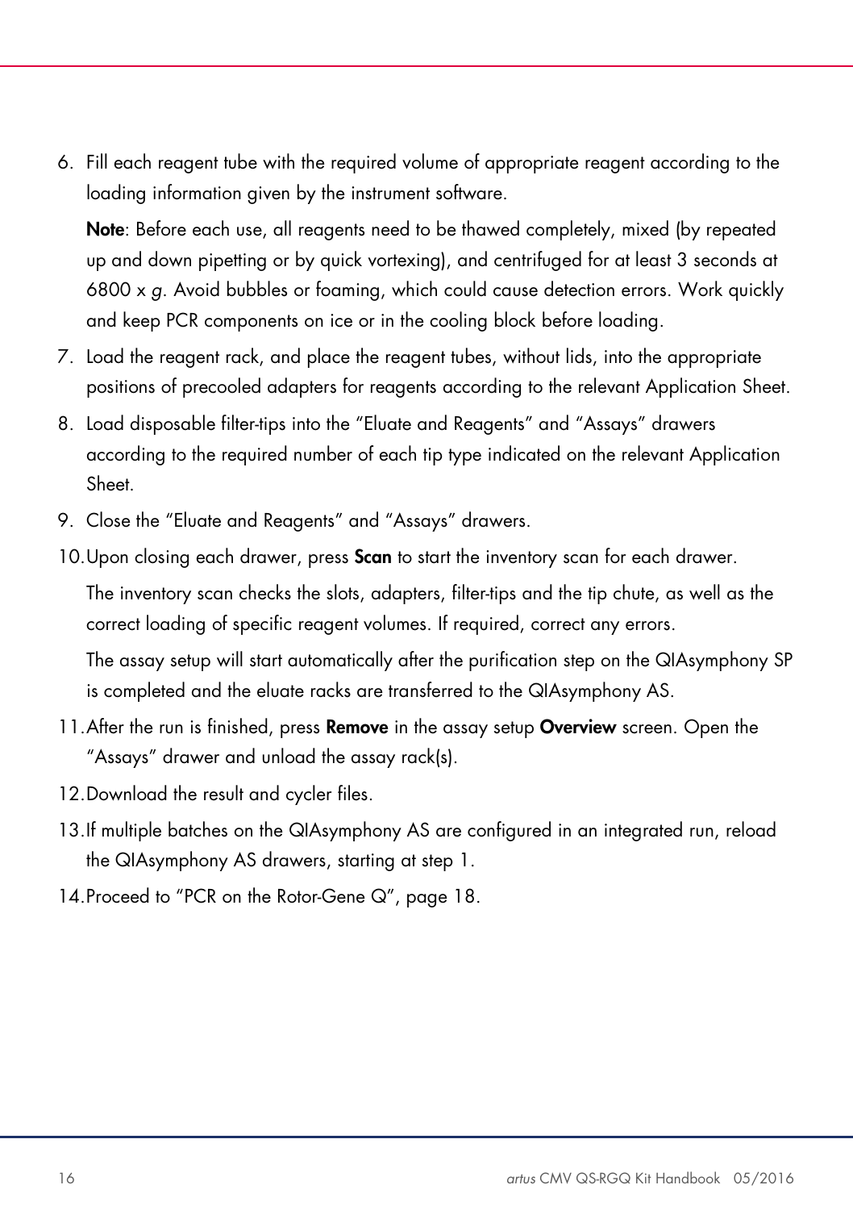6. Fill each reagent tube with the required volume of appropriate reagent according to the loading information given by the instrument software.

   **Note**: Before each use, all reagents need to be thawed completely, mixed (by repeated up and down pipetting or by quick vortexing), and centrifuged for at least 3 seconds at 6800 x *g*. Avoid bubbles or foaming, which could cause detection errors. Work quickly and keep PCR components on ice or in the cooling block before loading.

7. Load the reagent rack, and place the reagent tubes, without lids, into the appropriate positions of precooled adapters for reagents according to the relevant Application Sheet.

8. Load disposable filter-tips into the “Eluate and Reagents” and “Assays” drawers according to the required number of each tip type indicated on the relevant Application Sheet.

9. Close the “Eluate and Reagents” and “Assays” drawers.

10. Upon closing each drawer, press **Scan** to start the inventory scan for each drawer.

    The inventory scan checks the slots, adapters, filter-tips and the tip chute, as well as the correct loading of specific reagent volumes. If required, correct any errors.

    The assay setup will start automatically after the purification step on the QIAsymphony SP is completed and the eluate racks are transferred to the QIAsymphony AS.

11. After the run is finished, press **Remove** in the assay setup **Overview** screen. Open the “Assays” drawer and unload the assay rack(s).

12. Download the result and cycler files.

13. If multiple batches on the QIAsymphony AS are configured in an integrated run, reload the QIAsymphony AS drawers, starting at step 1.

14. Proceed to “PCR on the Rotor-Gene Q”, page 18.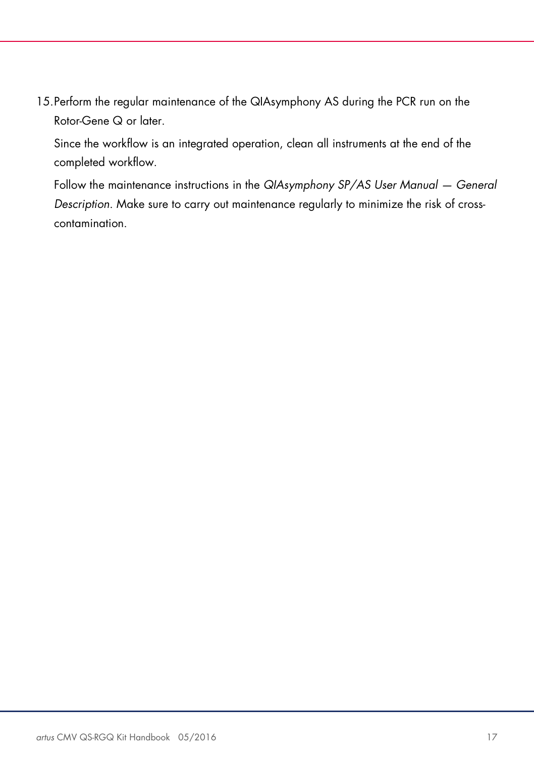15. Perform the regular maintenance of the QIAsymphony AS during the PCR run on the Rotor-Gene Q or later.

    Since the workflow is an integrated operation, clean all instruments at the end of the completed workflow.

    Follow the maintenance instructions in the *QIAsymphony SP/AS User Manual — General Description*. Make sure to carry out maintenance regularly to minimize the risk of cross-contamination.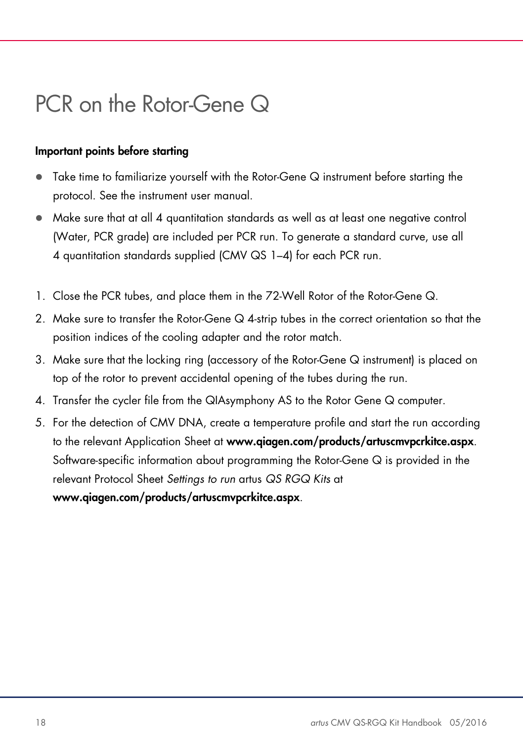# PCR on the Rotor-Gene Q

**Important points before starting**

- Take time to familiarize yourself with the Rotor-Gene Q instrument before starting the protocol. See the instrument user manual.
- Make sure that at all 4 quantitation standards as well as at least one negative control (Water, PCR grade) are included per PCR run. To generate a standard curve, use all 4 quantitation standards supplied (CMV QS 1–4) for each PCR run.

1. Close the PCR tubes, and place them in the 72-Well Rotor of the Rotor-Gene Q.
2. Make sure to transfer the Rotor-Gene Q 4-strip tubes in the correct orientation so that the position indices of the cooling adapter and the rotor match.
3. Make sure that the locking ring (accessory of the Rotor-Gene Q instrument) is placed on top of the rotor to prevent accidental opening of the tubes during the run.
4. Transfer the cycler file from the QIAsymphony AS to the Rotor Gene Q computer.
5. For the detection of CMV DNA, create a temperature profile and start the run according to the relevant Application Sheet at **www.qiagen.com/products/artuscmvpcrkitce.aspx**. Software-specific information about programming the Rotor-Gene Q is provided in the relevant Protocol Sheet *Settings to run* artus *QS RGQ Kits* at **www.qiagen.com/products/artuscmvpcrkitce.aspx**.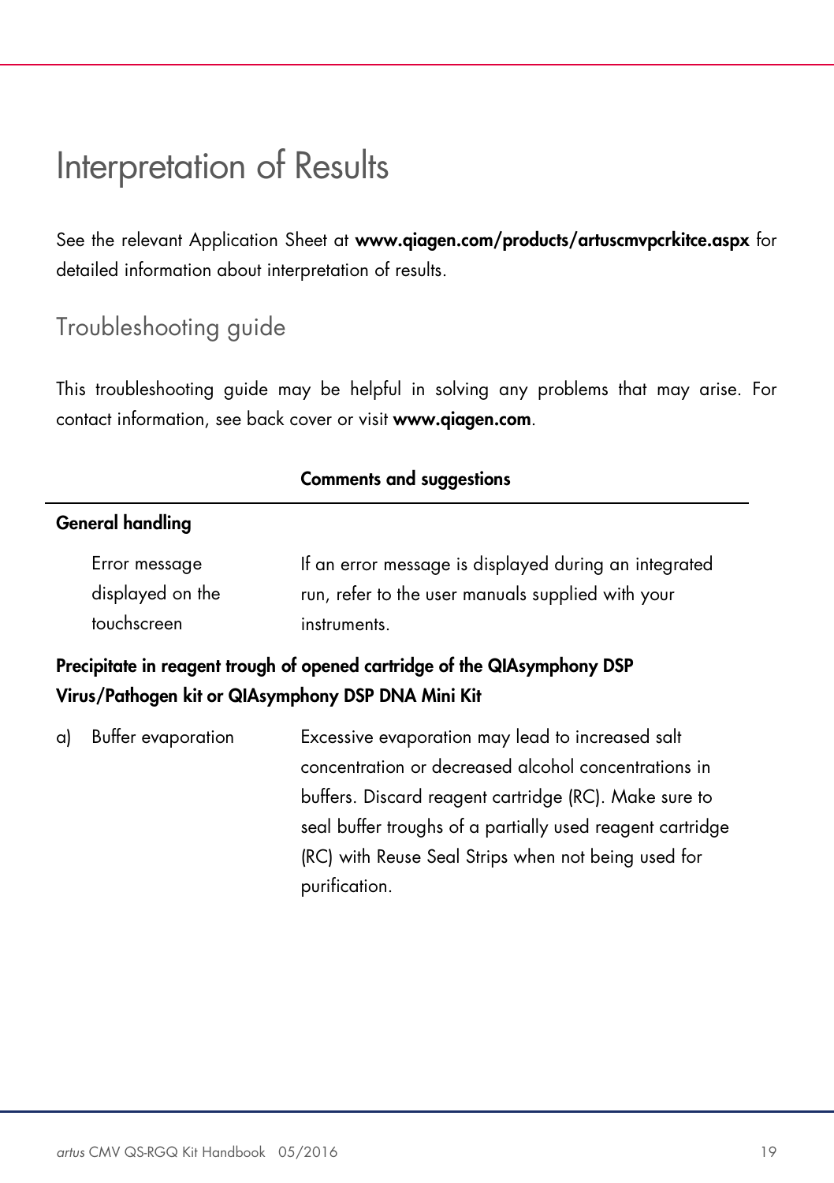# Interpretation of Results

See the relevant Application Sheet at **www.qiagen.com/products/artuscmvpcrkitce.aspx** for detailed information about interpretation of results.

## Troubleshooting guide

This troubleshooting guide may be helpful in solving any problems that may arise. For contact information, see back cover or visit **www.qiagen.com**.

| | Comments and suggestions |
|---|---|
| **General handling** | |
| Error message displayed on the touchscreen | If an error message is displayed during an integrated run, refer to the user manuals supplied with your instruments. |
| **Precipitate in reagent trough of opened cartridge of the QIAsymphony DSP Virus/Pathogen kit or QIAsymphony DSP DNA Mini Kit** | |
| a) Buffer evaporation | Excessive evaporation may lead to increased salt concentration or decreased alcohol concentrations in buffers. Discard reagent cartridge (RC). Make sure to seal buffer troughs of a partially used reagent cartridge (RC) with Reuse Seal Strips when not being used for purification. |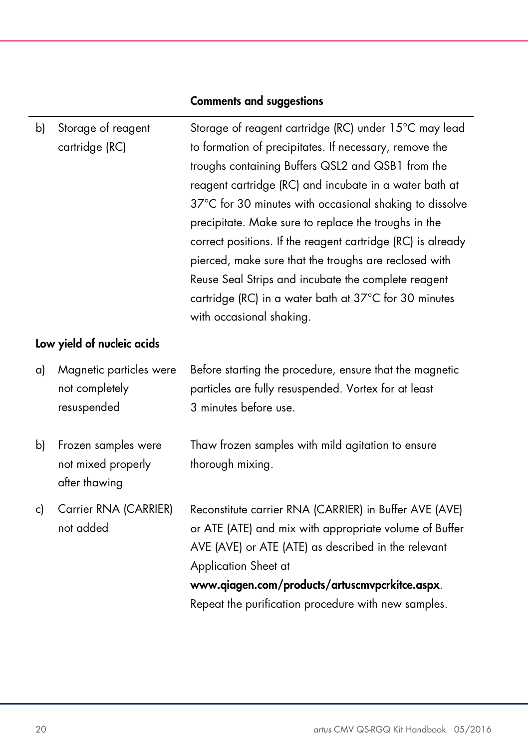| | | Comments and suggestions |
|---|---|---|
| b) | Storage of reagent cartridge (RC) | Storage of reagent cartridge (RC) under 15°C may lead to formation of precipitates. If necessary, remove the troughs containing Buffers QSL2 and QSB1 from the reagent cartridge (RC) and incubate in a water bath at 37°C for 30 minutes with occasional shaking to dissolve precipitate. Make sure to replace the troughs in the correct positions. If the reagent cartridge (RC) is already pierced, make sure that the troughs are reclosed with Reuse Seal Strips and incubate the complete reagent cartridge (RC) in a water bath at 37°C for 30 minutes with occasional shaking. |
| **Low yield of nucleic acids** | | |
| a) | Magnetic particles were not completely resuspended | Before starting the procedure, ensure that the magnetic particles are fully resuspended. Vortex for at least 3 minutes before use. |
| b) | Frozen samples were not mixed properly after thawing | Thaw frozen samples with mild agitation to ensure thorough mixing. |
| c) | Carrier RNA (CARRIER) not added | Reconstitute carrier RNA (CARRIER) in Buffer AVE (AVE) or ATE (ATE) and mix with appropriate volume of Buffer AVE (AVE) or ATE (ATE) as described in the relevant Application Sheet at **www.qiagen.com/products/artuscmvpcrkitce.aspx**. Repeat the purification procedure with new samples. |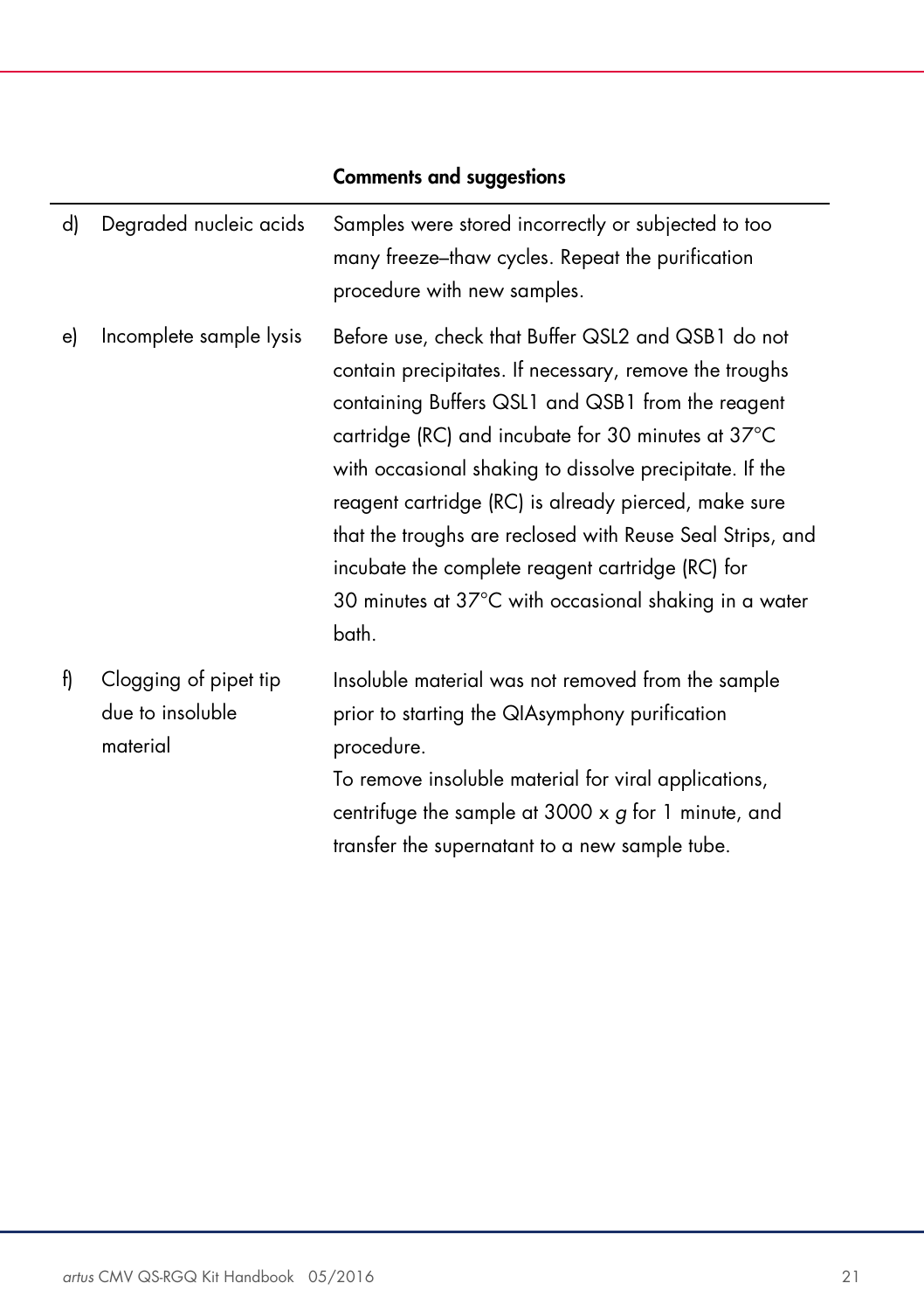| | | Comments and suggestions |
|---|---|---|
| d) | Degraded nucleic acids | Samples were stored incorrectly or subjected to too many freeze–thaw cycles. Repeat the purification procedure with new samples. |
| e) | Incomplete sample lysis | Before use, check that Buffer QSL2 and QSB1 do not contain precipitates. If necessary, remove the troughs containing Buffers QSL1 and QSB1 from the reagent cartridge (RC) and incubate for 30 minutes at 37°C with occasional shaking to dissolve precipitate. If the reagent cartridge (RC) is already pierced, make sure that the troughs are reclosed with Reuse Seal Strips, and incubate the complete reagent cartridge (RC) for 30 minutes at 37°C with occasional shaking in a water bath. |
| f) | Clogging of pipet tip due to insoluble material | Insoluble material was not removed from the sample prior to starting the QIAsymphony purification procedure.<br>To remove insoluble material for viral applications, centrifuge the sample at 3000 x *g* for 1 minute, and transfer the supernatant to a new sample tube. |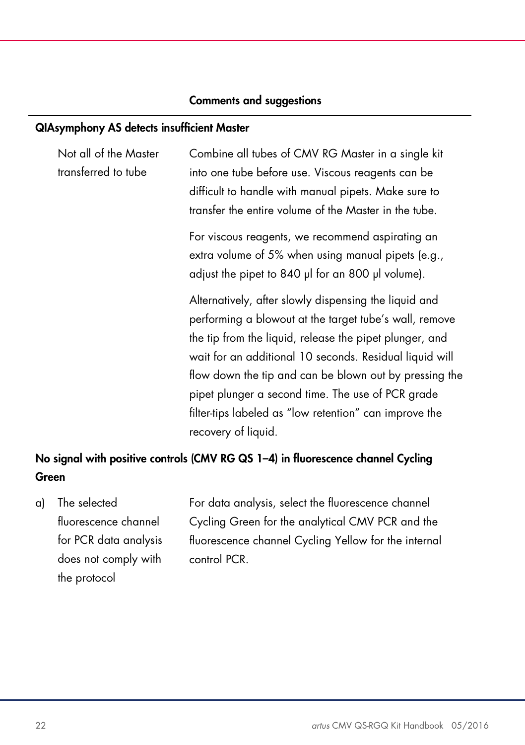| | Comments and suggestions |
|---|---|
| **QIAsymphony AS detects insufficient Master** | |
| Not all of the Master transferred to tube | Combine all tubes of CMV RG Master in a single kit into one tube before use. Viscous reagents can be difficult to handle with manual pipets. Make sure to transfer the entire volume of the Master in the tube.<br><br>For viscous reagents, we recommend aspirating an extra volume of 5% when using manual pipets (e.g., adjust the pipet to 840 µl for an 800 µl volume).<br><br>Alternatively, after slowly dispensing the liquid and performing a blowout at the target tube's wall, remove the tip from the liquid, release the pipet plunger, and wait for an additional 10 seconds. Residual liquid will flow down the tip and can be blown out by pressing the pipet plunger a second time. The use of PCR grade filter-tips labeled as "low retention" can improve the recovery of liquid. |
| **No signal with positive controls (CMV RG QS 1–4) in fluorescence channel Cycling Green** | |
| a) The selected fluorescence channel for PCR data analysis does not comply with the protocol | For data analysis, select the fluorescence channel Cycling Green for the analytical CMV PCR and the fluorescence channel Cycling Yellow for the internal control PCR. |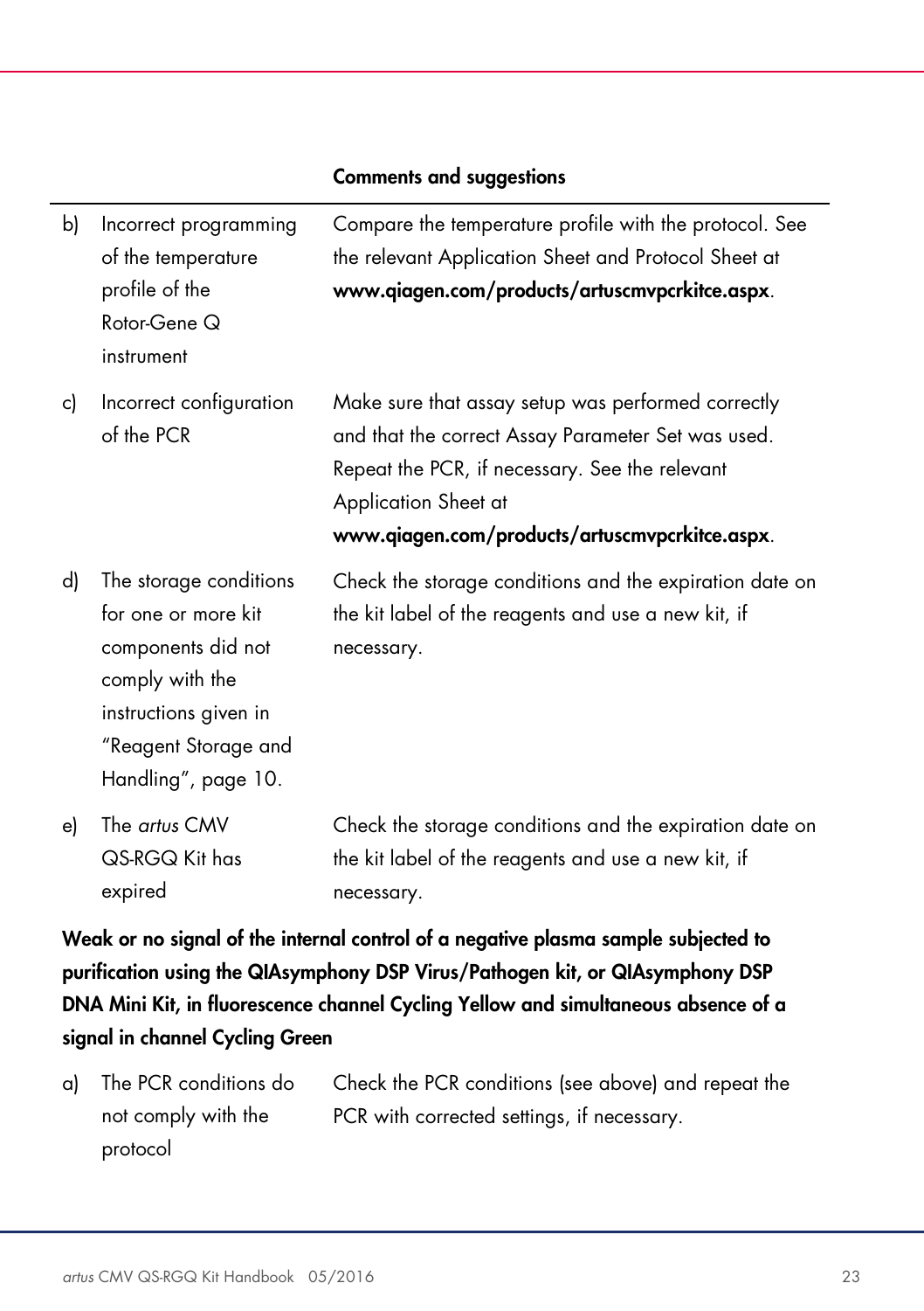| | | Comments and suggestions |
|---|---|---|
| b) | Incorrect programming of the temperature profile of the Rotor-Gene Q instrument | Compare the temperature profile with the protocol. See the relevant Application Sheet and Protocol Sheet at **www.qiagen.com/products/artuscmvpcrkitce.aspx**. |
| c) | Incorrect configuration of the PCR | Make sure that assay setup was performed correctly and that the correct Assay Parameter Set was used. Repeat the PCR, if necessary. See the relevant Application Sheet at **www.qiagen.com/products/artuscmvpcrkitce.aspx**. |
| d) | The storage conditions for one or more kit components did not comply with the instructions given in "Reagent Storage and Handling", page 10. | Check the storage conditions and the expiration date on the kit label of the reagents and use a new kit, if necessary. |
| e) | The *artus* CMV QS-RGQ Kit has expired | Check the storage conditions and the expiration date on the kit label of the reagents and use a new kit, if necessary. |

**Weak or no signal of the internal control of a negative plasma sample subjected to purification using the QIAsymphony DSP Virus/Pathogen kit, or QIAsymphony DSP DNA Mini Kit, in fluorescence channel Cycling Yellow and simultaneous absence of a signal in channel Cycling Green**

| | | |
|---|---|---|
| a) | The PCR conditions do not comply with the protocol | Check the PCR conditions (see above) and repeat the PCR with corrected settings, if necessary. |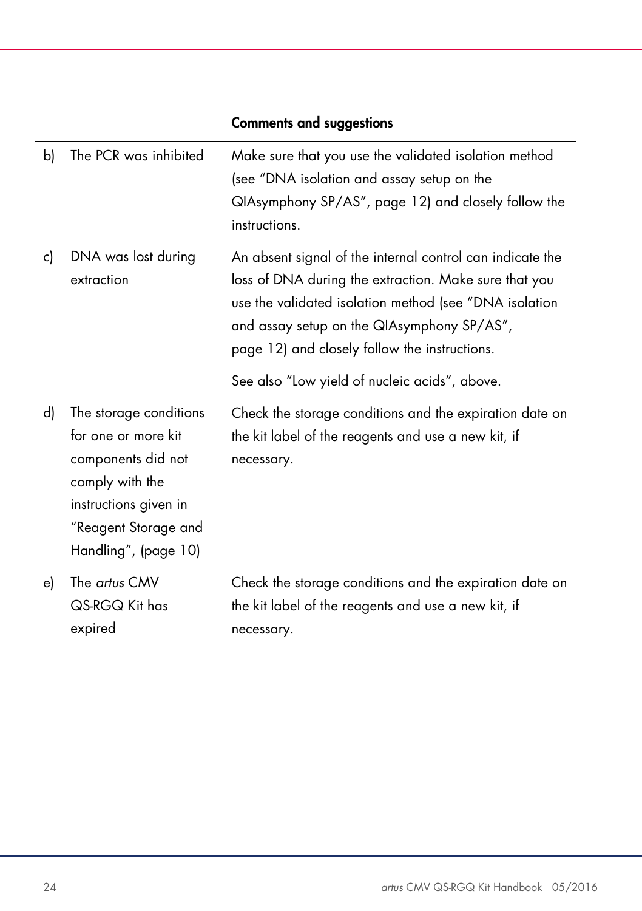| | | Comments and suggestions |
|---|---|---|
| b) | The PCR was inhibited | Make sure that you use the validated isolation method (see "DNA isolation and assay setup on the QIAsymphony SP/AS", page 12) and closely follow the instructions. |
| c) | DNA was lost during extraction | An absent signal of the internal control can indicate the loss of DNA during the extraction. Make sure that you use the validated isolation method (see "DNA isolation and assay setup on the QIAsymphony SP/AS", page 12) and closely follow the instructions.<br><br>See also "Low yield of nucleic acids", above. |
| d) | The storage conditions for one or more kit components did not comply with the instructions given in "Reagent Storage and Handling", (page 10) | Check the storage conditions and the expiration date on the kit label of the reagents and use a new kit, if necessary. |
| e) | The *artus* CMV QS-RGQ Kit has expired | Check the storage conditions and the expiration date on the kit label of the reagents and use a new kit, if necessary. |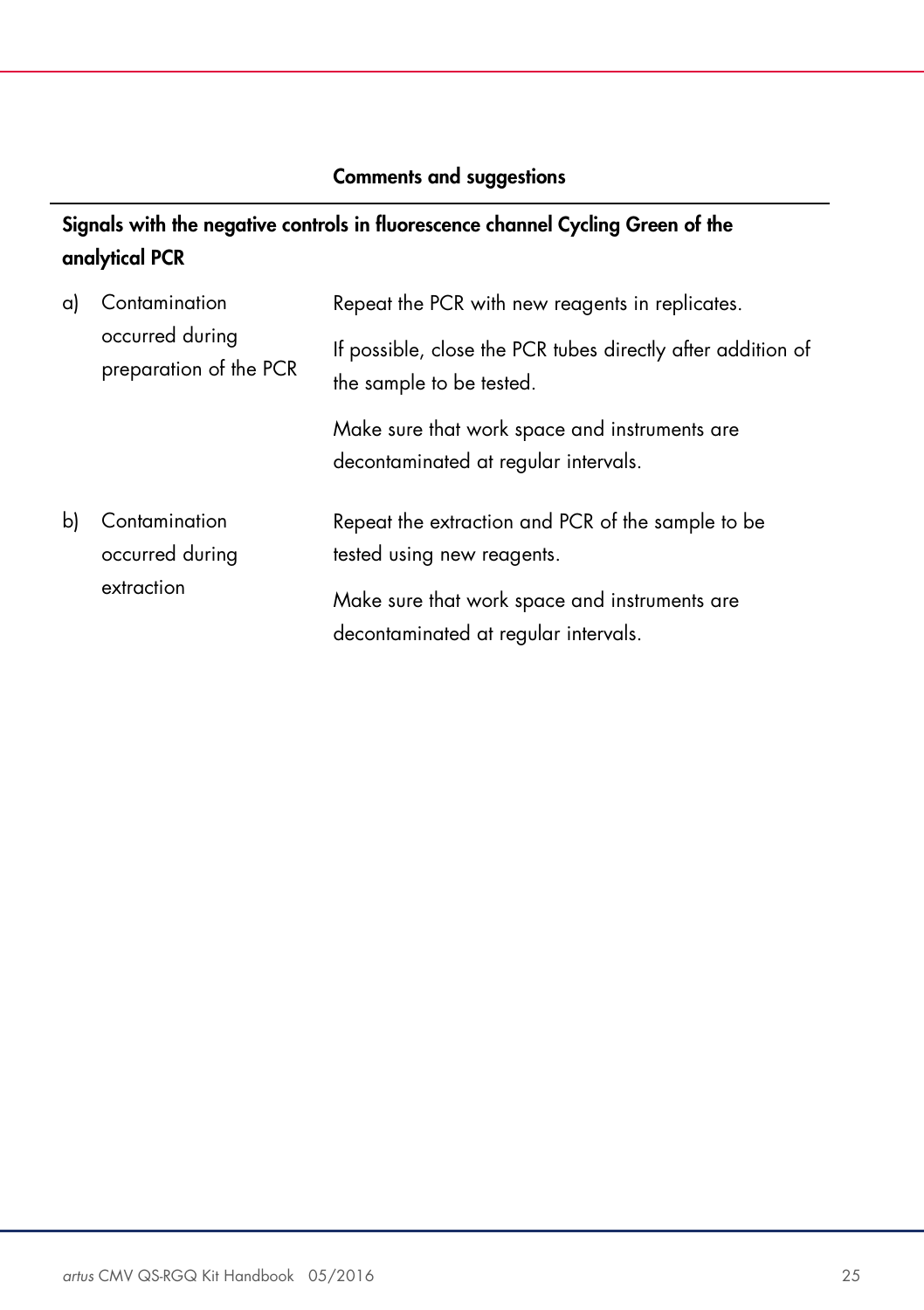| | Comments and suggestions |
|---|---|
| **Signals with the negative controls in fluorescence channel Cycling Green of the analytical PCR** | |
| a) Contamination occurred during preparation of the PCR | Repeat the PCR with new reagents in replicates.<br><br>If possible, close the PCR tubes directly after addition of the sample to be tested.<br><br>Make sure that work space and instruments are decontaminated at regular intervals. |
| b) Contamination occurred during extraction | Repeat the extraction and PCR of the sample to be tested using new reagents.<br><br>Make sure that work space and instruments are decontaminated at regular intervals. |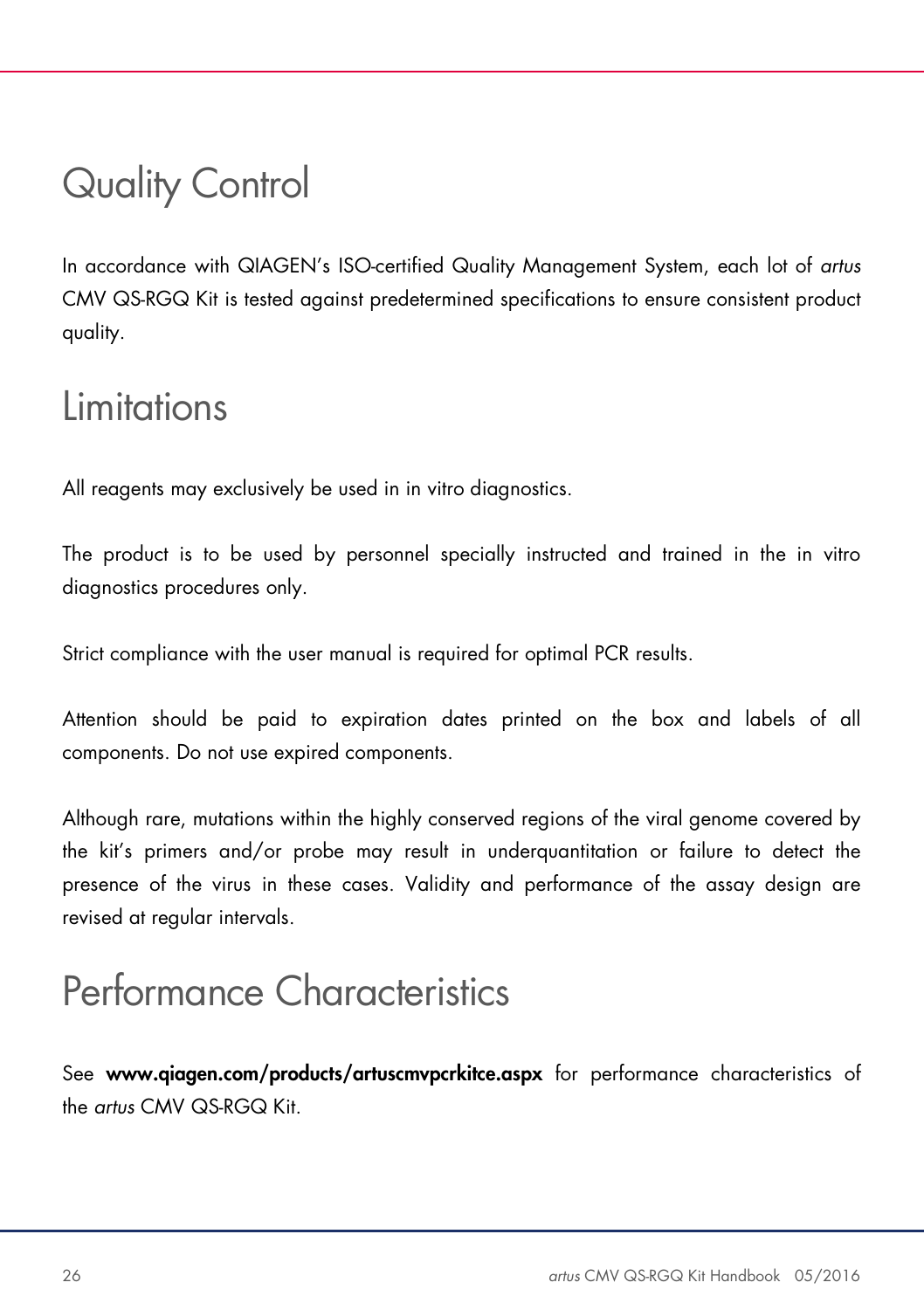# Quality Control

In accordance with QIAGEN's ISO-certified Quality Management System, each lot of *artus* CMV QS-RGQ Kit is tested against predetermined specifications to ensure consistent product quality.

# Limitations

All reagents may exclusively be used in in vitro diagnostics.

The product is to be used by personnel specially instructed and trained in the in vitro diagnostics procedures only.

Strict compliance with the user manual is required for optimal PCR results.

Attention should be paid to expiration dates printed on the box and labels of all components. Do not use expired components.

Although rare, mutations within the highly conserved regions of the viral genome covered by the kit's primers and/or probe may result in underquantitation or failure to detect the presence of the virus in these cases. Validity and performance of the assay design are revised at regular intervals.

# Performance Characteristics

See **www.qiagen.com/products/artuscmvpcrkitce.aspx** for performance characteristics of the *artus* CMV QS-RGQ Kit.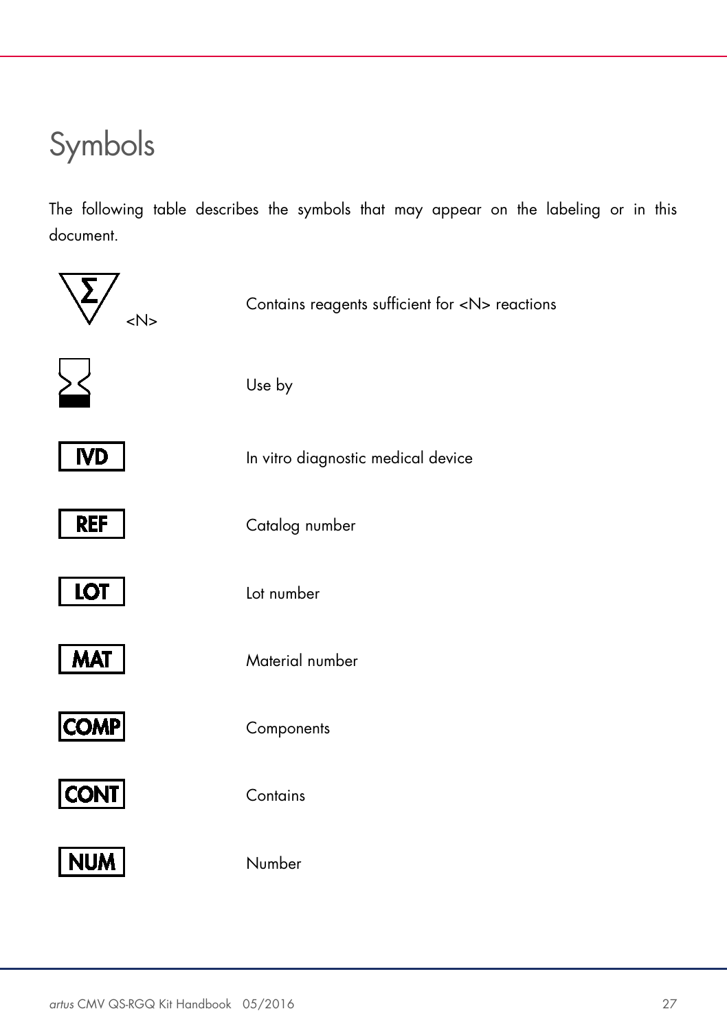# Symbols

The following table describes the symbols that may appear on the labeling or in this document.

| Symbol | Description |
|---|---|
| Σ <N> | Contains reagents sufficient for <N> reactions |
| ⌛ | Use by |
| IVD | In vitro diagnostic medical device |
| REF | Catalog number |
| LOT | Lot number |
| MAT | Material number |
| COMP | Components |
| CONT | Contains |
| NUM | Number |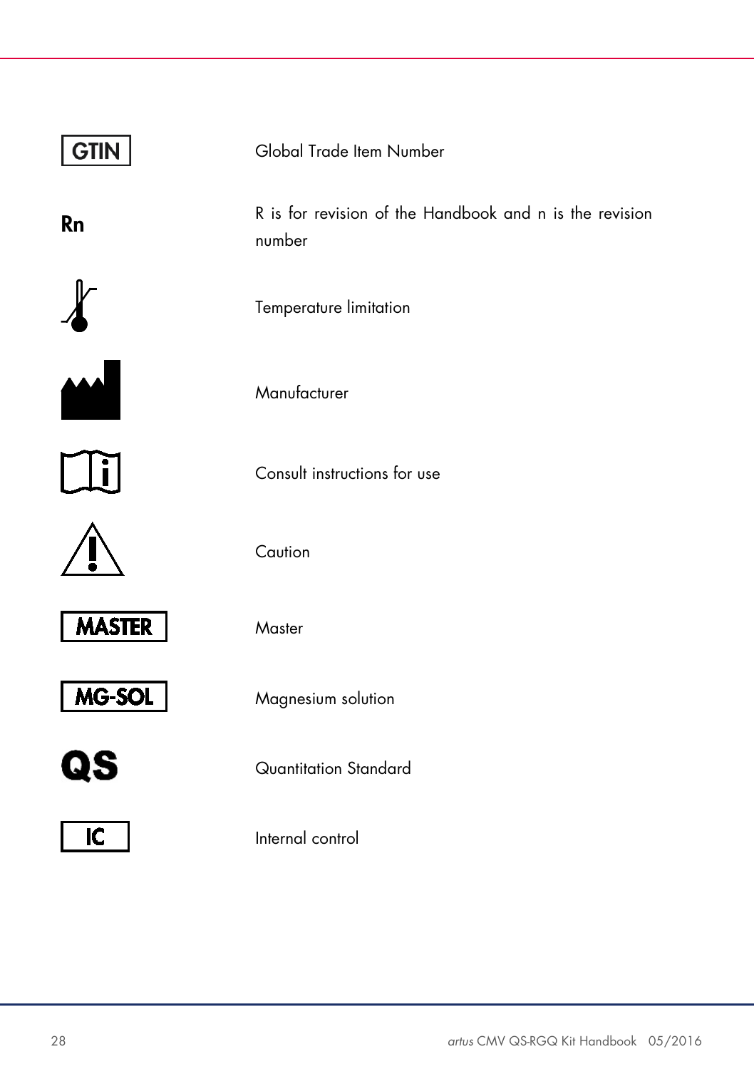| Symbol | Meaning |
| --- | --- |
| GTIN | Global Trade Item Number |
| Rn | R is for revision of the Handbook and n is the revision number |
| | Temperature limitation |
| | Manufacturer |
| | Consult instructions for use |
| | Caution |
| MASTER | Master |
| MG-SOL | Magnesium solution |
| QS | Quantitation Standard |
| IC | Internal control |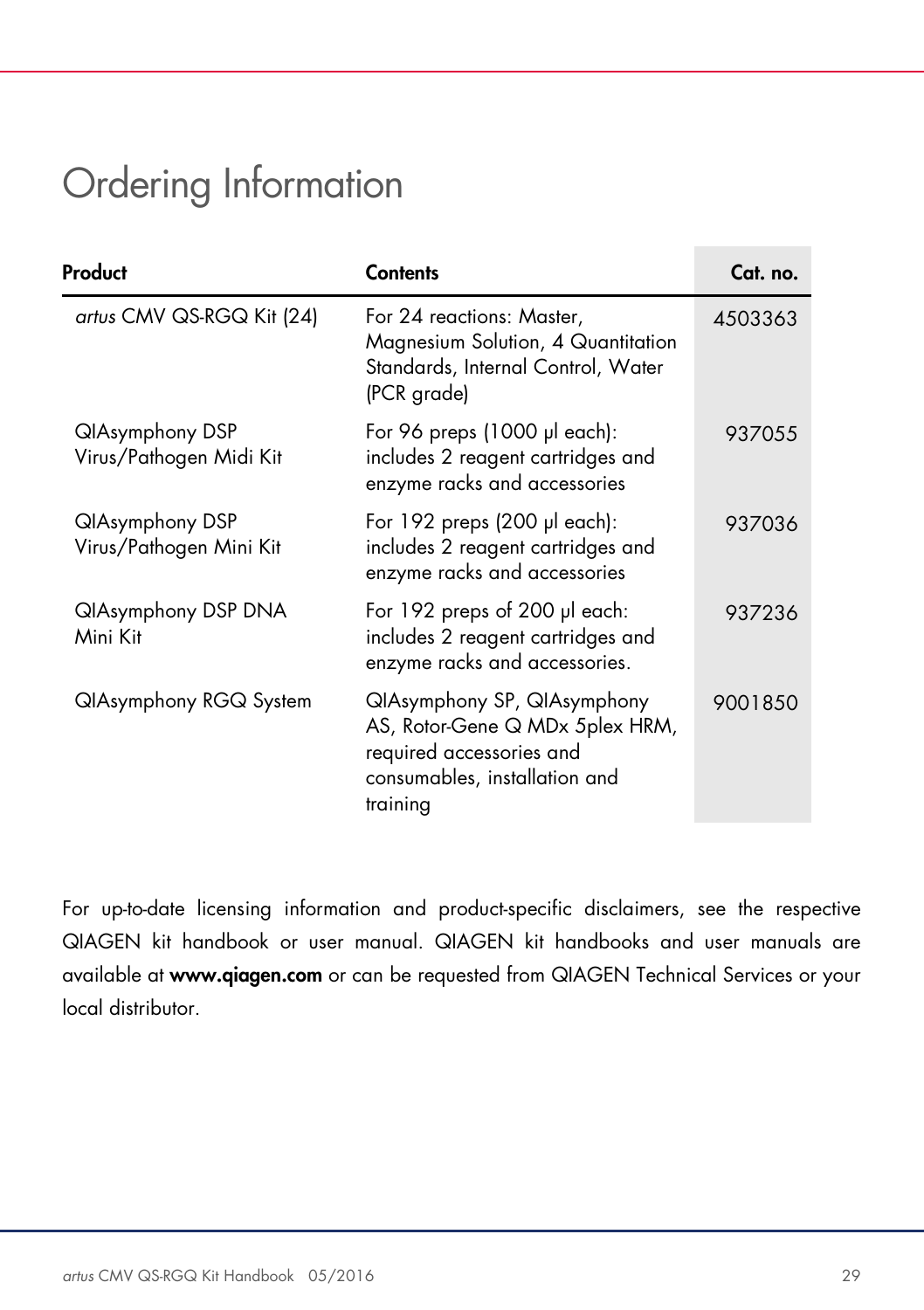# Ordering Information

| Product | Contents | Cat. no. |
|---|---|---|
| *artus* CMV QS-RGQ Kit (24) | For 24 reactions: Master, Magnesium Solution, 4 Quantitation Standards, Internal Control, Water (PCR grade) | 4503363 |
| QIAsymphony DSP Virus/Pathogen Midi Kit | For 96 preps (1000 µl each): includes 2 reagent cartridges and enzyme racks and accessories | 937055 |
| QIAsymphony DSP Virus/Pathogen Mini Kit | For 192 preps (200 µl each): includes 2 reagent cartridges and enzyme racks and accessories | 937036 |
| QIAsymphony DSP DNA Mini Kit | For 192 preps of 200 µl each: includes 2 reagent cartridges and enzyme racks and accessories. | 937236 |
| QIAsymphony RGQ System | QIAsymphony SP, QIAsymphony AS, Rotor-Gene Q MDx 5plex HRM, required accessories and consumables, installation and training | 9001850 |

For up-to-date licensing information and product-specific disclaimers, see the respective QIAGEN kit handbook or user manual. QIAGEN kit handbooks and user manuals are available at **www.qiagen.com** or can be requested from QIAGEN Technical Services or your local distributor.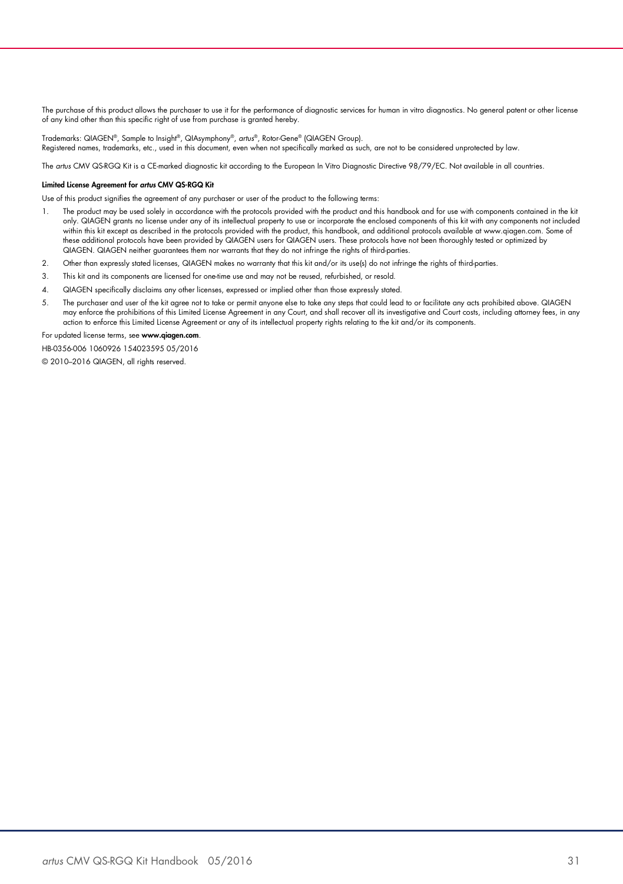The purchase of this product allows the purchaser to use it for the performance of diagnostic services for human in vitro diagnostics. No general patent or other license of any kind other than this specific right of use from purchase is granted hereby.

Trademarks: QIAGEN®, Sample to Insight®, QIAsymphony®, *artus*®, Rotor-Gene® (QIAGEN Group).
Registered names, trademarks, etc., used in this document, even when not specifically marked as such, are not to be considered unprotected by law.

The *artus* CMV QS-RGQ Kit is a CE-marked diagnostic kit according to the European In Vitro Diagnostic Directive 98/79/EC. Not available in all countries.

**Limited License Agreement for *artus* CMV QS-RGQ Kit**

Use of this product signifies the agreement of any purchaser or user of the product to the following terms:

1. The product may be used solely in accordance with the protocols provided with the product and this handbook and for use with components contained in the kit only. QIAGEN grants no license under any of its intellectual property to use or incorporate the enclosed components of this kit with any components not included within this kit except as described in the protocols provided with the product, this handbook, and additional protocols available at www.qiagen.com. Some of these additional protocols have been provided by QIAGEN users for QIAGEN users. These protocols have not been thoroughly tested or optimized by QIAGEN. QIAGEN neither guarantees them nor warrants that they do not infringe the rights of third-parties.
2. Other than expressly stated licenses, QIAGEN makes no warranty that this kit and/or its use(s) do not infringe the rights of third-parties.
3. This kit and its components are licensed for one-time use and may not be reused, refurbished, or resold.
4. QIAGEN specifically disclaims any other licenses, expressed or implied other than those expressly stated.
5. The purchaser and user of the kit agree not to take or permit anyone else to take any steps that could lead to or facilitate any acts prohibited above. QIAGEN may enforce the prohibitions of this Limited License Agreement in any Court, and shall recover all its investigative and Court costs, including attorney fees, in any action to enforce this Limited License Agreement or any of its intellectual property rights relating to the kit and/or its components.

For updated license terms, see **www.qiagen.com**.

HB-0356-006 1060926 154023595 05/2016

© 2010–2016 QIAGEN, all rights reserved.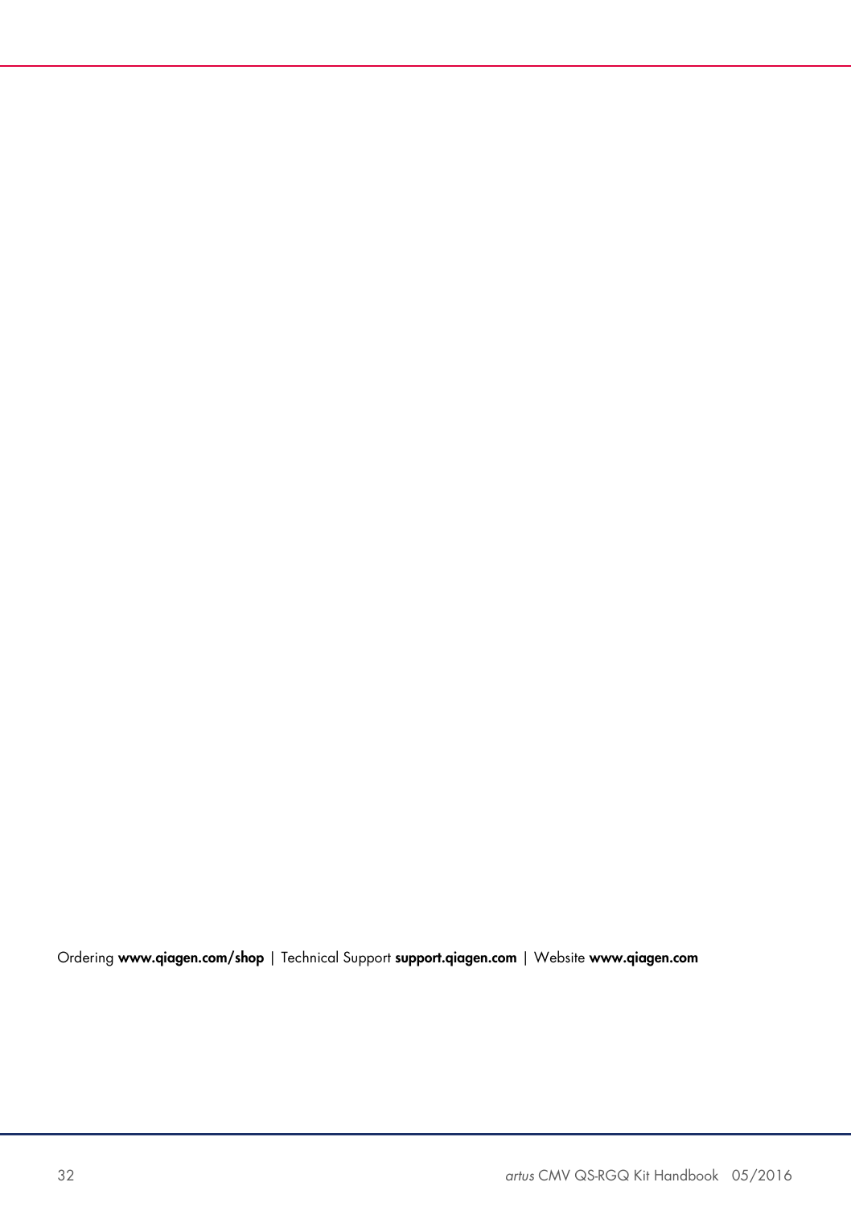Ordering **www.qiagen.com/shop** | Technical Support **support.qiagen.com** | Website **www.qiagen.com**